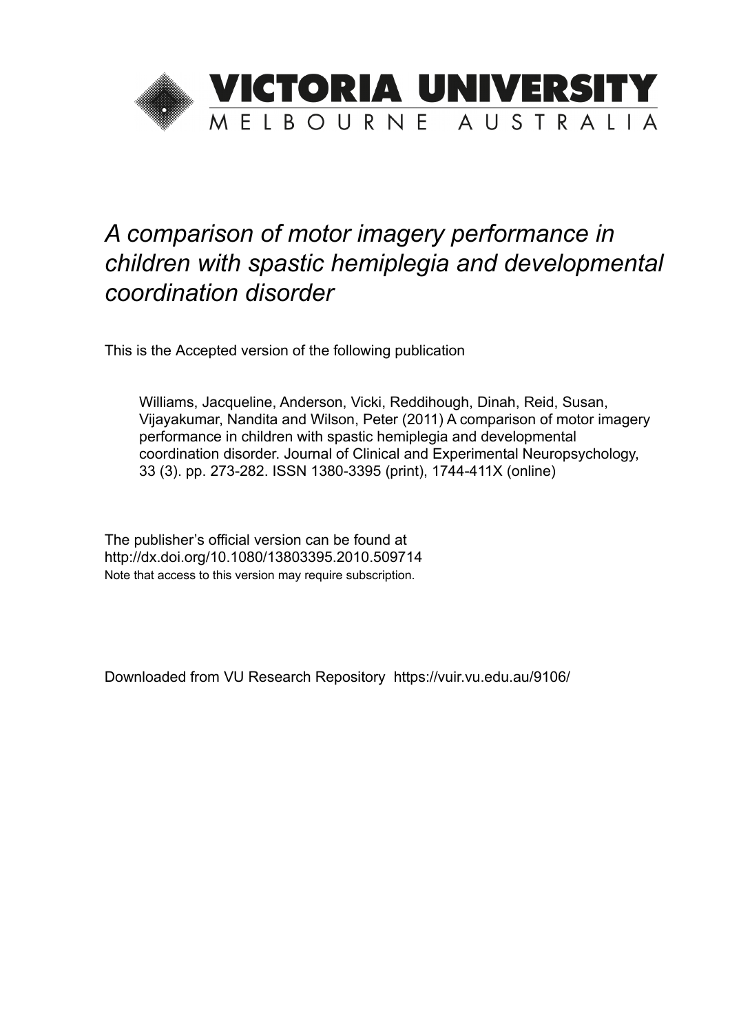# VICTORIA UNIVERSITY

MELBOURNE AUSTRALIA

*A comparison of motor imagery performance in children with spastic hemiplegia and developmental coordination disorder*

This is the Accepted version of the following publication

Williams, Jacqueline, Anderson, Vicki, Reddihough, Dinah, Reid, Susan, Vijayakumar, Nandita and Wilson, Peter (2011) A comparison of motor imagery performance in children with spastic hemiplegia and developmental coordination disorder. Journal of Clinical and Experimental Neuropsychology, 33 (3). pp. 273-282. ISSN 1380-3395 (print), 1744-411X (online)

The publisher's official version can be found at
http://dx.doi.org/10.1080/13803395.2010.509714
Note that access to this version may require subscription.

Downloaded from VU Research Repository https://vuir.vu.edu.au/9106/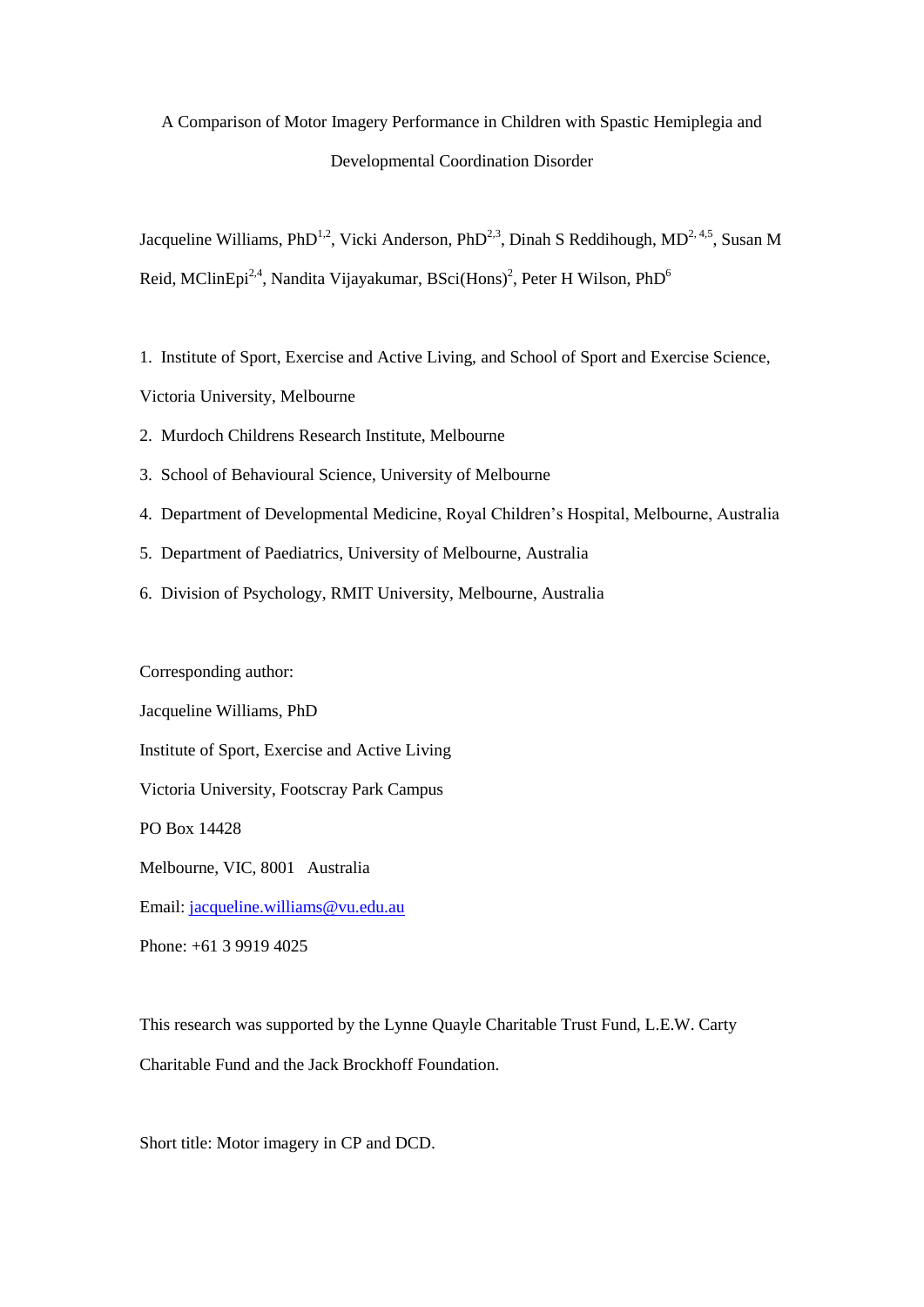# A Comparison of Motor Imagery Performance in Children with Spastic Hemiplegia and Developmental Coordination Disorder

Jacqueline Williams, PhD[1,2], Vicki Anderson, PhD[2,3], Dinah S Reddihough, MD[2,4,5], Susan M Reid, MClinEpi[2,4], Nandita Vijayakumar, BSci(Hons)[2], Peter H Wilson, PhD[6]

1. Institute of Sport, Exercise and Active Living, and School of Sport and Exercise Science, Victoria University, Melbourne
2. Murdoch Childrens Research Institute, Melbourne
3. School of Behavioural Science, University of Melbourne
4. Department of Developmental Medicine, Royal Children's Hospital, Melbourne, Australia
5. Department of Paediatrics, University of Melbourne, Australia
6. Division of Psychology, RMIT University, Melbourne, Australia

Corresponding author:

Jacqueline Williams, PhD

Institute of Sport, Exercise and Active Living

Victoria University, Footscray Park Campus

PO Box 14428

Melbourne, VIC, 8001 Australia

Email: jacqueline.williams@vu.edu.au

Phone: +61 3 9919 4025

This research was supported by the Lynne Quayle Charitable Trust Fund, L.E.W. Carty Charitable Fund and the Jack Brockhoff Foundation.

Short title: Motor imagery in CP and DCD.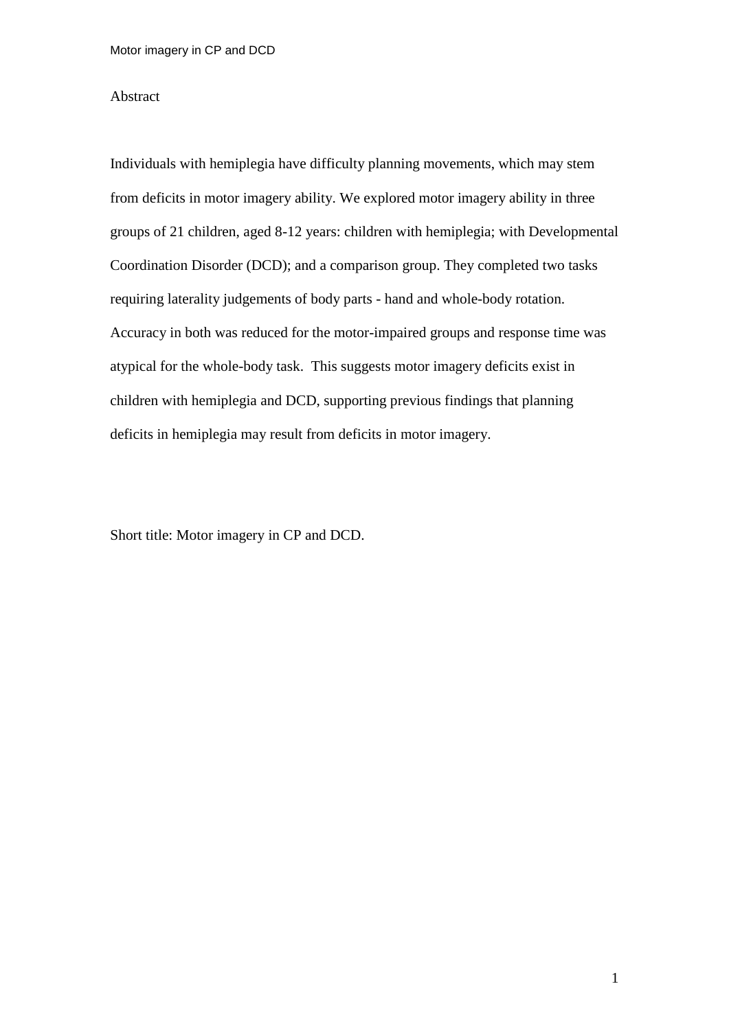## Abstract

Individuals with hemiplegia have difficulty planning movements, which may stem from deficits in motor imagery ability. We explored motor imagery ability in three groups of 21 children, aged 8-12 years: children with hemiplegia; with Developmental Coordination Disorder (DCD); and a comparison group. They completed two tasks requiring laterality judgements of body parts - hand and whole-body rotation. Accuracy in both was reduced for the motor-impaired groups and response time was atypical for the whole-body task. This suggests motor imagery deficits exist in children with hemiplegia and DCD, supporting previous findings that planning deficits in hemiplegia may result from deficits in motor imagery.

Short title: Motor imagery in CP and DCD.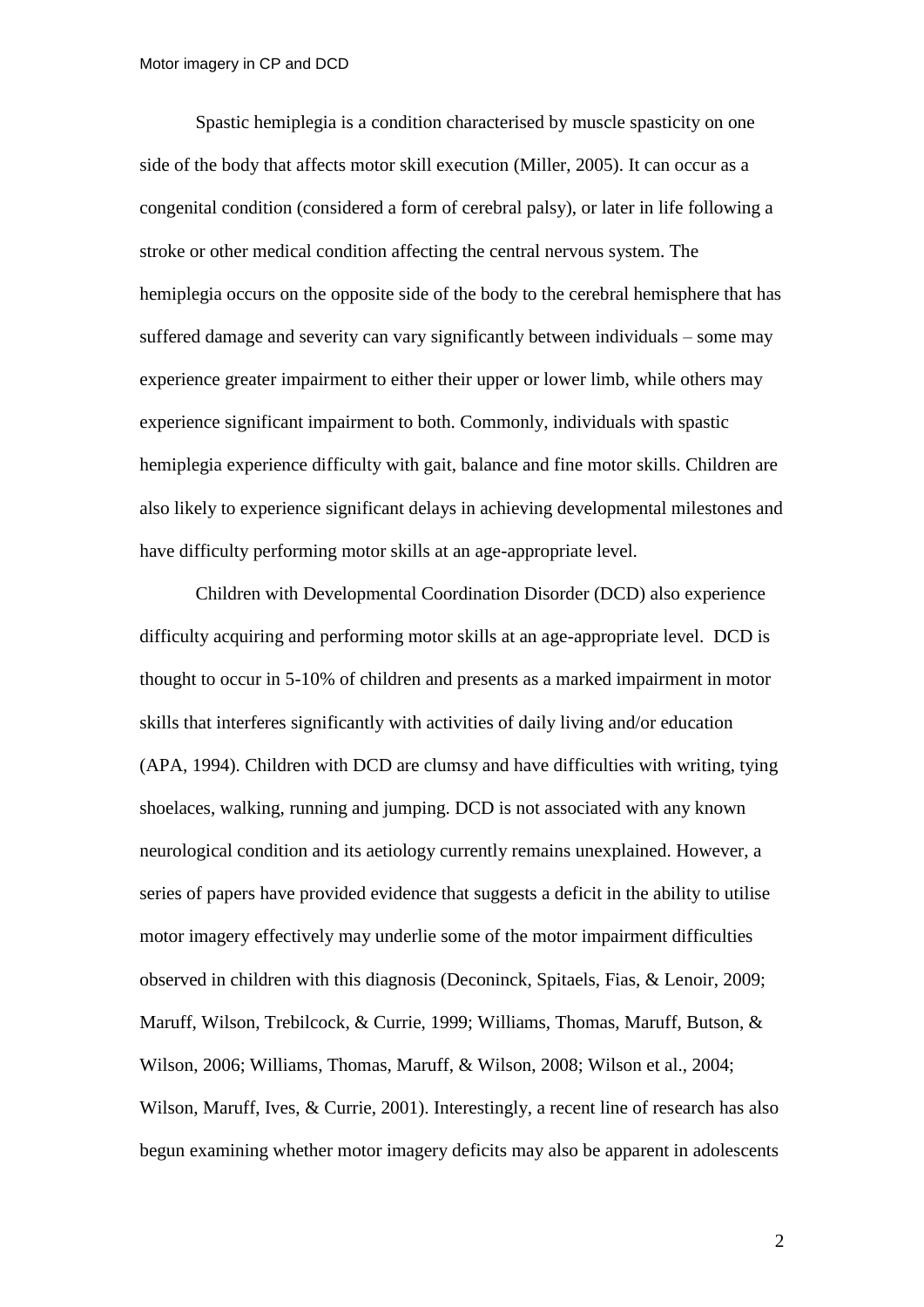Spastic hemiplegia is a condition characterised by muscle spasticity on one side of the body that affects motor skill execution (Miller, 2005). It can occur as a congenital condition (considered a form of cerebral palsy), or later in life following a stroke or other medical condition affecting the central nervous system. The hemiplegia occurs on the opposite side of the body to the cerebral hemisphere that has suffered damage and severity can vary significantly between individuals – some may experience greater impairment to either their upper or lower limb, while others may experience significant impairment to both. Commonly, individuals with spastic hemiplegia experience difficulty with gait, balance and fine motor skills. Children are also likely to experience significant delays in achieving developmental milestones and have difficulty performing motor skills at an age-appropriate level.

Children with Developmental Coordination Disorder (DCD) also experience difficulty acquiring and performing motor skills at an age-appropriate level. DCD is thought to occur in 5-10% of children and presents as a marked impairment in motor skills that interferes significantly with activities of daily living and/or education (APA, 1994). Children with DCD are clumsy and have difficulties with writing, tying shoelaces, walking, running and jumping. DCD is not associated with any known neurological condition and its aetiology currently remains unexplained. However, a series of papers have provided evidence that suggests a deficit in the ability to utilise motor imagery effectively may underlie some of the motor impairment difficulties observed in children with this diagnosis (Deconinck, Spitaels, Fias, & Lenoir, 2009; Maruff, Wilson, Trebilcock, & Currie, 1999; Williams, Thomas, Maruff, Butson, & Wilson, 2006; Williams, Thomas, Maruff, & Wilson, 2008; Wilson et al., 2004; Wilson, Maruff, Ives, & Currie, 2001). Interestingly, a recent line of research has also begun examining whether motor imagery deficits may also be apparent in adolescents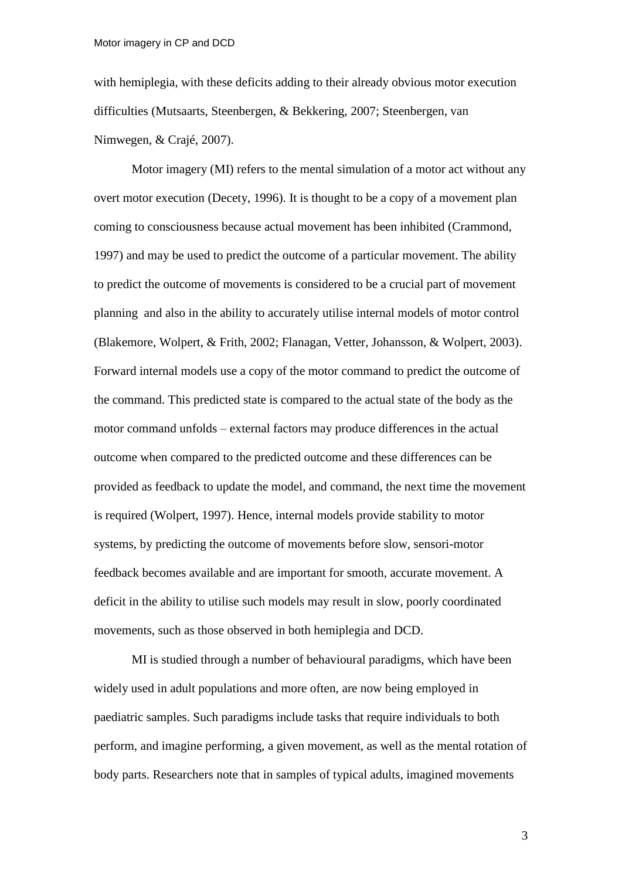with hemiplegia, with these deficits adding to their already obvious motor execution difficulties (Mutsaarts, Steenbergen, & Bekkering, 2007; Steenbergen, van Nimwegen, & Crajé, 2007).

Motor imagery (MI) refers to the mental simulation of a motor act without any overt motor execution (Decety, 1996). It is thought to be a copy of a movement plan coming to consciousness because actual movement has been inhibited (Crammond, 1997) and may be used to predict the outcome of a particular movement. The ability to predict the outcome of movements is considered to be a crucial part of movement planning and also in the ability to accurately utilise internal models of motor control (Blakemore, Wolpert, & Frith, 2002; Flanagan, Vetter, Johansson, & Wolpert, 2003). Forward internal models use a copy of the motor command to predict the outcome of the command. This predicted state is compared to the actual state of the body as the motor command unfolds – external factors may produce differences in the actual outcome when compared to the predicted outcome and these differences can be provided as feedback to update the model, and command, the next time the movement is required (Wolpert, 1997). Hence, internal models provide stability to motor systems, by predicting the outcome of movements before slow, sensori-motor feedback becomes available and are important for smooth, accurate movement. A deficit in the ability to utilise such models may result in slow, poorly coordinated movements, such as those observed in both hemiplegia and DCD.

MI is studied through a number of behavioural paradigms, which have been widely used in adult populations and more often, are now being employed in paediatric samples. Such paradigms include tasks that require individuals to both perform, and imagine performing, a given movement, as well as the mental rotation of body parts. Researchers note that in samples of typical adults, imagined movements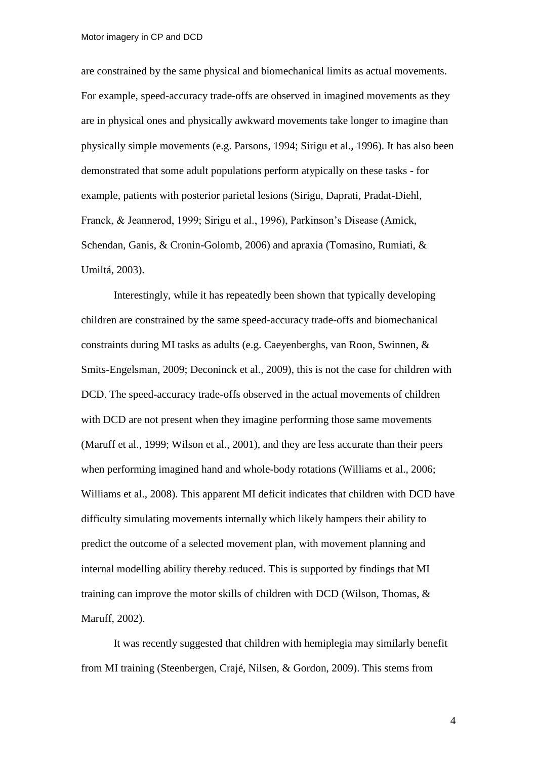are constrained by the same physical and biomechanical limits as actual movements. For example, speed-accuracy trade-offs are observed in imagined movements as they are in physical ones and physically awkward movements take longer to imagine than physically simple movements (e.g. Parsons, 1994; Sirigu et al., 1996). It has also been demonstrated that some adult populations perform atypically on these tasks - for example, patients with posterior parietal lesions (Sirigu, Daprati, Pradat-Diehl, Franck, & Jeannerod, 1999; Sirigu et al., 1996), Parkinson's Disease (Amick, Schendan, Ganis, & Cronin-Golomb, 2006) and apraxia (Tomasino, Rumiati, & Umiltá, 2003).

Interestingly, while it has repeatedly been shown that typically developing children are constrained by the same speed-accuracy trade-offs and biomechanical constraints during MI tasks as adults (e.g. Caeyenberghs, van Roon, Swinnen, & Smits-Engelsman, 2009; Deconinck et al., 2009), this is not the case for children with DCD. The speed-accuracy trade-offs observed in the actual movements of children with DCD are not present when they imagine performing those same movements (Maruff et al., 1999; Wilson et al., 2001), and they are less accurate than their peers when performing imagined hand and whole-body rotations (Williams et al., 2006; Williams et al., 2008). This apparent MI deficit indicates that children with DCD have difficulty simulating movements internally which likely hampers their ability to predict the outcome of a selected movement plan, with movement planning and internal modelling ability thereby reduced. This is supported by findings that MI training can improve the motor skills of children with DCD (Wilson, Thomas, & Maruff, 2002).

It was recently suggested that children with hemiplegia may similarly benefit from MI training (Steenbergen, Crajé, Nilsen, & Gordon, 2009). This stems from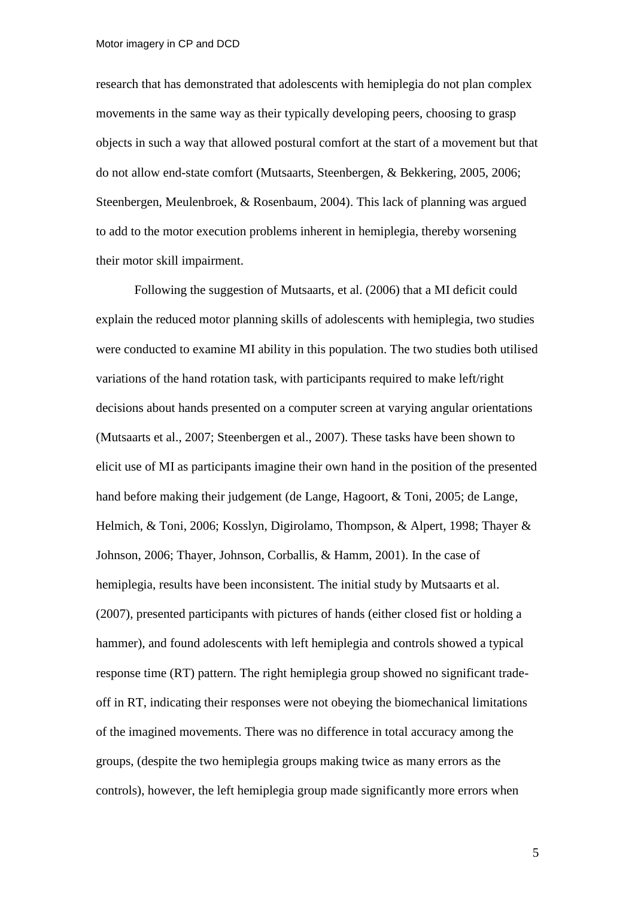research that has demonstrated that adolescents with hemiplegia do not plan complex movements in the same way as their typically developing peers, choosing to grasp objects in such a way that allowed postural comfort at the start of a movement but that do not allow end-state comfort (Mutsaarts, Steenbergen, & Bekkering, 2005, 2006; Steenbergen, Meulenbroek, & Rosenbaum, 2004). This lack of planning was argued to add to the motor execution problems inherent in hemiplegia, thereby worsening their motor skill impairment.

Following the suggestion of Mutsaarts, et al. (2006) that a MI deficit could explain the reduced motor planning skills of adolescents with hemiplegia, two studies were conducted to examine MI ability in this population. The two studies both utilised variations of the hand rotation task, with participants required to make left/right decisions about hands presented on a computer screen at varying angular orientations (Mutsaarts et al., 2007; Steenbergen et al., 2007). These tasks have been shown to elicit use of MI as participants imagine their own hand in the position of the presented hand before making their judgement (de Lange, Hagoort, & Toni, 2005; de Lange, Helmich, & Toni, 2006; Kosslyn, Digirolamo, Thompson, & Alpert, 1998; Thayer & Johnson, 2006; Thayer, Johnson, Corballis, & Hamm, 2001). In the case of hemiplegia, results have been inconsistent. The initial study by Mutsaarts et al. (2007), presented participants with pictures of hands (either closed fist or holding a hammer), and found adolescents with left hemiplegia and controls showed a typical response time (RT) pattern. The right hemiplegia group showed no significant trade-off in RT, indicating their responses were not obeying the biomechanical limitations of the imagined movements. There was no difference in total accuracy among the groups, (despite the two hemiplegia groups making twice as many errors as the controls), however, the left hemiplegia group made significantly more errors when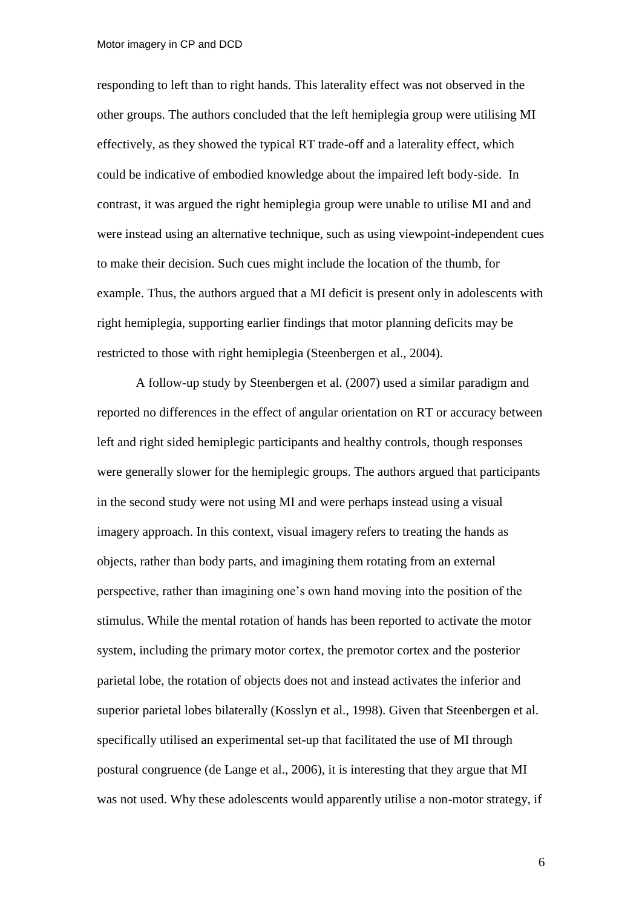responding to left than to right hands. This laterality effect was not observed in the other groups. The authors concluded that the left hemiplegia group were utilising MI effectively, as they showed the typical RT trade-off and a laterality effect, which could be indicative of embodied knowledge about the impaired left body-side. In contrast, it was argued the right hemiplegia group were unable to utilise MI and and were instead using an alternative technique, such as using viewpoint-independent cues to make their decision. Such cues might include the location of the thumb, for example. Thus, the authors argued that a MI deficit is present only in adolescents with right hemiplegia, supporting earlier findings that motor planning deficits may be restricted to those with right hemiplegia (Steenbergen et al., 2004).

A follow-up study by Steenbergen et al. (2007) used a similar paradigm and reported no differences in the effect of angular orientation on RT or accuracy between left and right sided hemiplegic participants and healthy controls, though responses were generally slower for the hemiplegic groups. The authors argued that participants in the second study were not using MI and were perhaps instead using a visual imagery approach. In this context, visual imagery refers to treating the hands as objects, rather than body parts, and imagining them rotating from an external perspective, rather than imagining one's own hand moving into the position of the stimulus. While the mental rotation of hands has been reported to activate the motor system, including the primary motor cortex, the premotor cortex and the posterior parietal lobe, the rotation of objects does not and instead activates the inferior and superior parietal lobes bilaterally (Kosslyn et al., 1998). Given that Steenbergen et al. specifically utilised an experimental set-up that facilitated the use of MI through postural congruence (de Lange et al., 2006), it is interesting that they argue that MI was not used. Why these adolescents would apparently utilise a non-motor strategy, if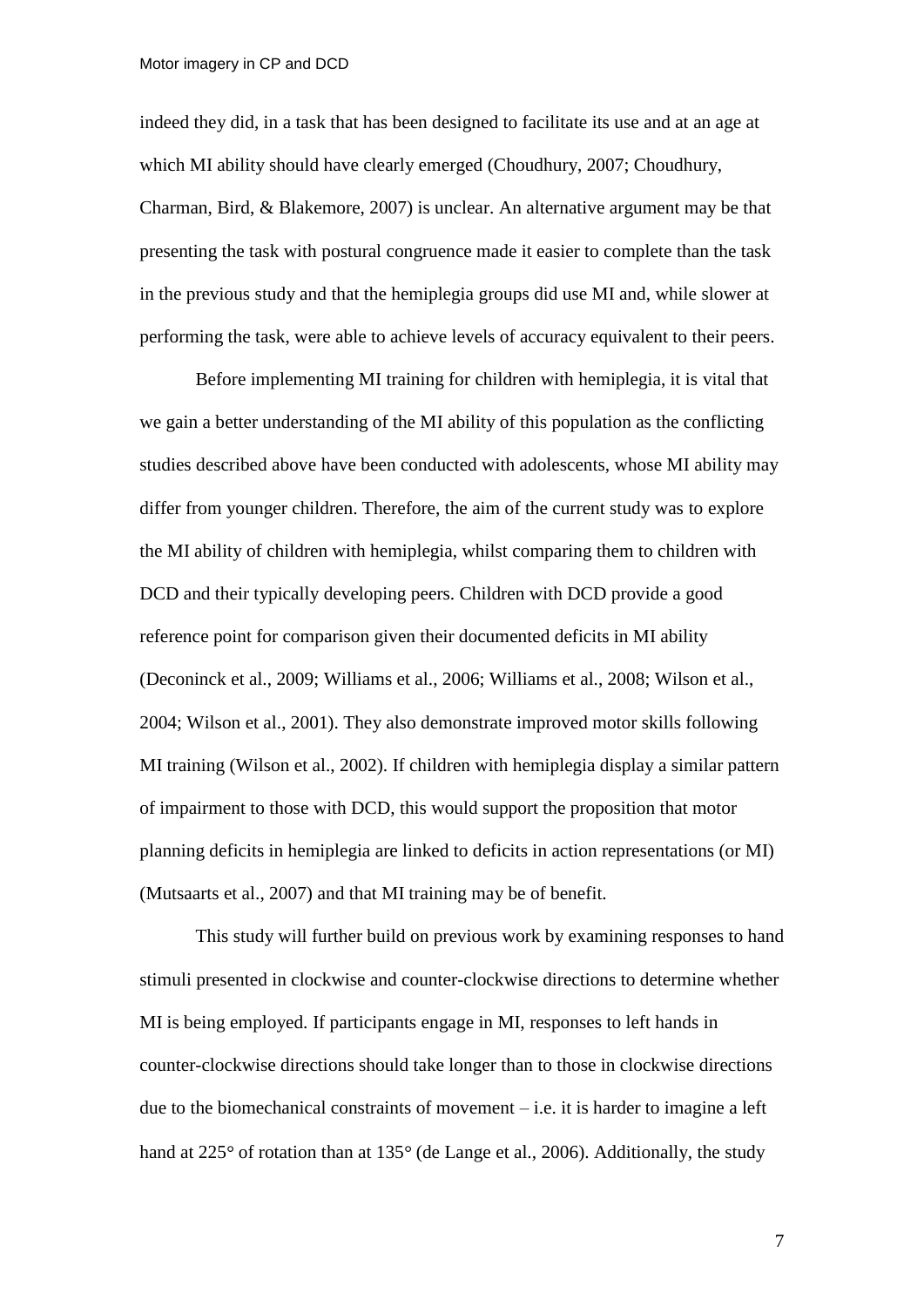indeed they did, in a task that has been designed to facilitate its use and at an age at which MI ability should have clearly emerged (Choudhury, 2007; Choudhury, Charman, Bird, & Blakemore, 2007) is unclear. An alternative argument may be that presenting the task with postural congruence made it easier to complete than the task in the previous study and that the hemiplegia groups did use MI and, while slower at performing the task, were able to achieve levels of accuracy equivalent to their peers.

Before implementing MI training for children with hemiplegia, it is vital that we gain a better understanding of the MI ability of this population as the conflicting studies described above have been conducted with adolescents, whose MI ability may differ from younger children. Therefore, the aim of the current study was to explore the MI ability of children with hemiplegia, whilst comparing them to children with DCD and their typically developing peers. Children with DCD provide a good reference point for comparison given their documented deficits in MI ability (Deconinck et al., 2009; Williams et al., 2006; Williams et al., 2008; Wilson et al., 2004; Wilson et al., 2001). They also demonstrate improved motor skills following MI training (Wilson et al., 2002). If children with hemiplegia display a similar pattern of impairment to those with DCD, this would support the proposition that motor planning deficits in hemiplegia are linked to deficits in action representations (or MI) (Mutsaarts et al., 2007) and that MI training may be of benefit.

This study will further build on previous work by examining responses to hand stimuli presented in clockwise and counter-clockwise directions to determine whether MI is being employed. If participants engage in MI, responses to left hands in counter-clockwise directions should take longer than to those in clockwise directions due to the biomechanical constraints of movement – i.e. it is harder to imagine a left hand at 225° of rotation than at 135° (de Lange et al., 2006). Additionally, the study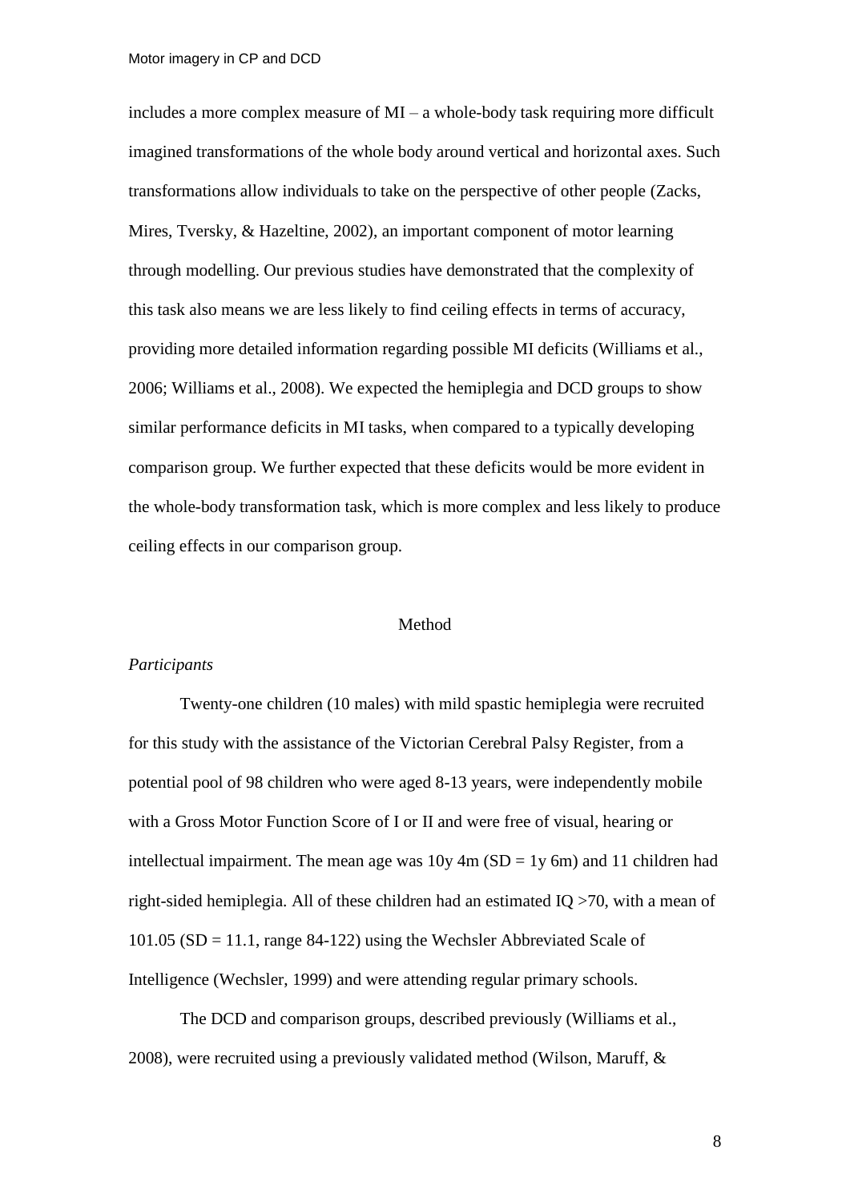includes a more complex measure of MI – a whole-body task requiring more difficult imagined transformations of the whole body around vertical and horizontal axes. Such transformations allow individuals to take on the perspective of other people (Zacks, Mires, Tversky, & Hazeltine, 2002), an important component of motor learning through modelling. Our previous studies have demonstrated that the complexity of this task also means we are less likely to find ceiling effects in terms of accuracy, providing more detailed information regarding possible MI deficits (Williams et al., 2006; Williams et al., 2008). We expected the hemiplegia and DCD groups to show similar performance deficits in MI tasks, when compared to a typically developing comparison group. We further expected that these deficits would be more evident in the whole-body transformation task, which is more complex and less likely to produce ceiling effects in our comparison group.

## Method

### *Participants*

Twenty-one children (10 males) with mild spastic hemiplegia were recruited for this study with the assistance of the Victorian Cerebral Palsy Register, from a potential pool of 98 children who were aged 8-13 years, were independently mobile with a Gross Motor Function Score of I or II and were free of visual, hearing or intellectual impairment. The mean age was 10y 4m (SD = 1y 6m) and 11 children had right-sided hemiplegia. All of these children had an estimated IQ >70, with a mean of 101.05 (SD = 11.1, range 84-122) using the Wechsler Abbreviated Scale of Intelligence (Wechsler, 1999) and were attending regular primary schools.

The DCD and comparison groups, described previously (Williams et al., 2008), were recruited using a previously validated method (Wilson, Maruff, &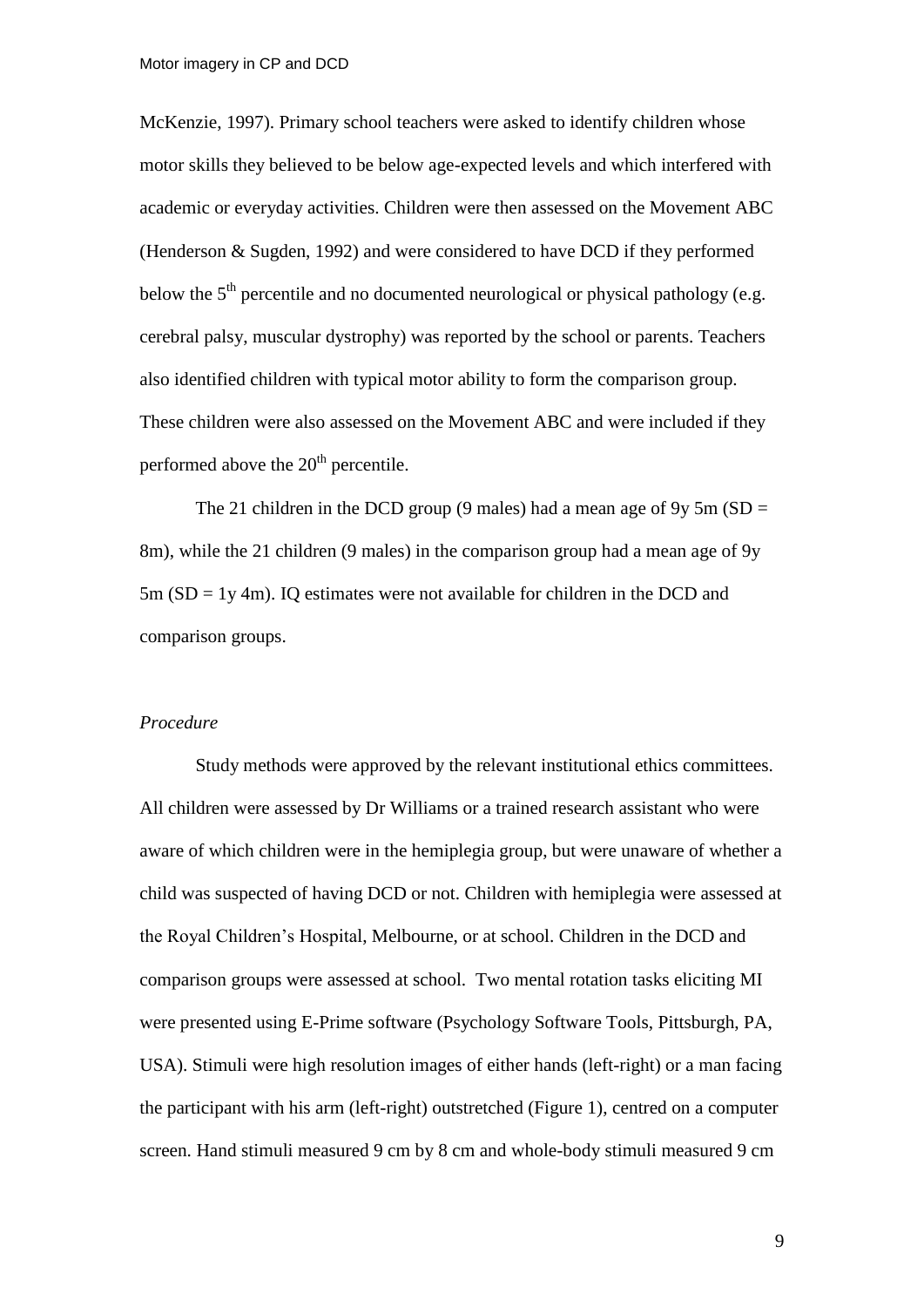McKenzie, 1997). Primary school teachers were asked to identify children whose motor skills they believed to be below age-expected levels and which interfered with academic or everyday activities. Children were then assessed on the Movement ABC (Henderson & Sugden, 1992) and were considered to have DCD if they performed below the 5$^{th}$ percentile and no documented neurological or physical pathology (e.g. cerebral palsy, muscular dystrophy) was reported by the school or parents. Teachers also identified children with typical motor ability to form the comparison group. These children were also assessed on the Movement ABC and were included if they performed above the 20$^{th}$ percentile.

The 21 children in the DCD group (9 males) had a mean age of 9y 5m (SD = 8m), while the 21 children (9 males) in the comparison group had a mean age of 9y 5m (SD = 1y 4m). IQ estimates were not available for children in the DCD and comparison groups.

*Procedure*

Study methods were approved by the relevant institutional ethics committees. All children were assessed by Dr Williams or a trained research assistant who were aware of which children were in the hemiplegia group, but were unaware of whether a child was suspected of having DCD or not. Children with hemiplegia were assessed at the Royal Children's Hospital, Melbourne, or at school. Children in the DCD and comparison groups were assessed at school. Two mental rotation tasks eliciting MI were presented using E-Prime software (Psychology Software Tools, Pittsburgh, PA, USA). Stimuli were high resolution images of either hands (left-right) or a man facing the participant with his arm (left-right) outstretched (Figure 1), centred on a computer screen. Hand stimuli measured 9 cm by 8 cm and whole-body stimuli measured 9 cm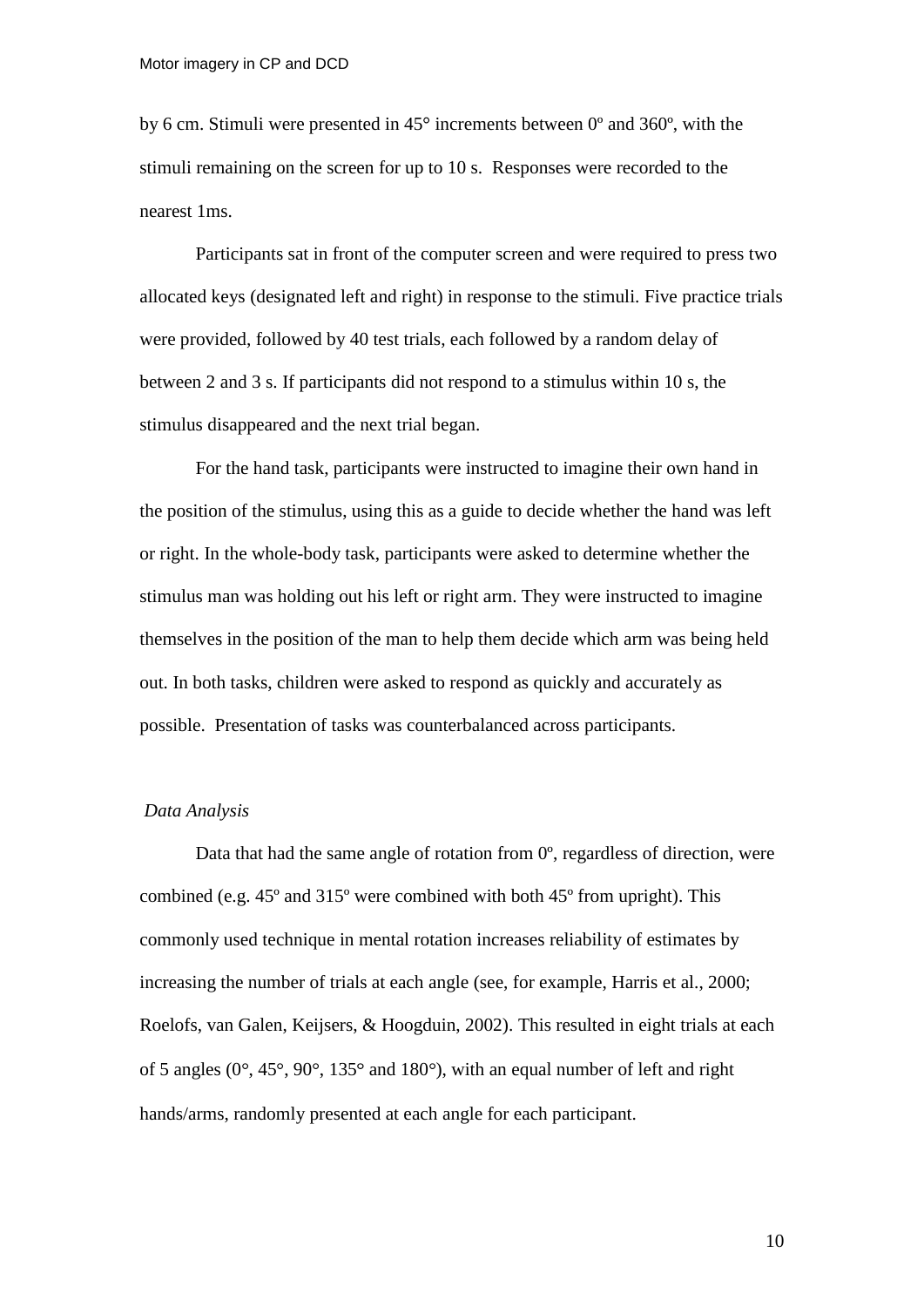by 6 cm. Stimuli were presented in 45° increments between 0º and 360º, with the stimuli remaining on the screen for up to 10 s. Responses were recorded to the nearest 1ms.

Participants sat in front of the computer screen and were required to press two allocated keys (designated left and right) in response to the stimuli. Five practice trials were provided, followed by 40 test trials, each followed by a random delay of between 2 and 3 s. If participants did not respond to a stimulus within 10 s, the stimulus disappeared and the next trial began.

For the hand task, participants were instructed to imagine their own hand in the position of the stimulus, using this as a guide to decide whether the hand was left or right. In the whole-body task, participants were asked to determine whether the stimulus man was holding out his left or right arm. They were instructed to imagine themselves in the position of the man to help them decide which arm was being held out. In both tasks, children were asked to respond as quickly and accurately as possible. Presentation of tasks was counterbalanced across participants.

*Data Analysis*

Data that had the same angle of rotation from 0º, regardless of direction, were combined (e.g. 45º and 315º were combined with both 45º from upright). This commonly used technique in mental rotation increases reliability of estimates by increasing the number of trials at each angle (see, for example, Harris et al., 2000; Roelofs, van Galen, Keijsers, & Hoogduin, 2002). This resulted in eight trials at each of 5 angles (0°, 45°, 90°, 135° and 180°), with an equal number of left and right hands/arms, randomly presented at each angle for each participant.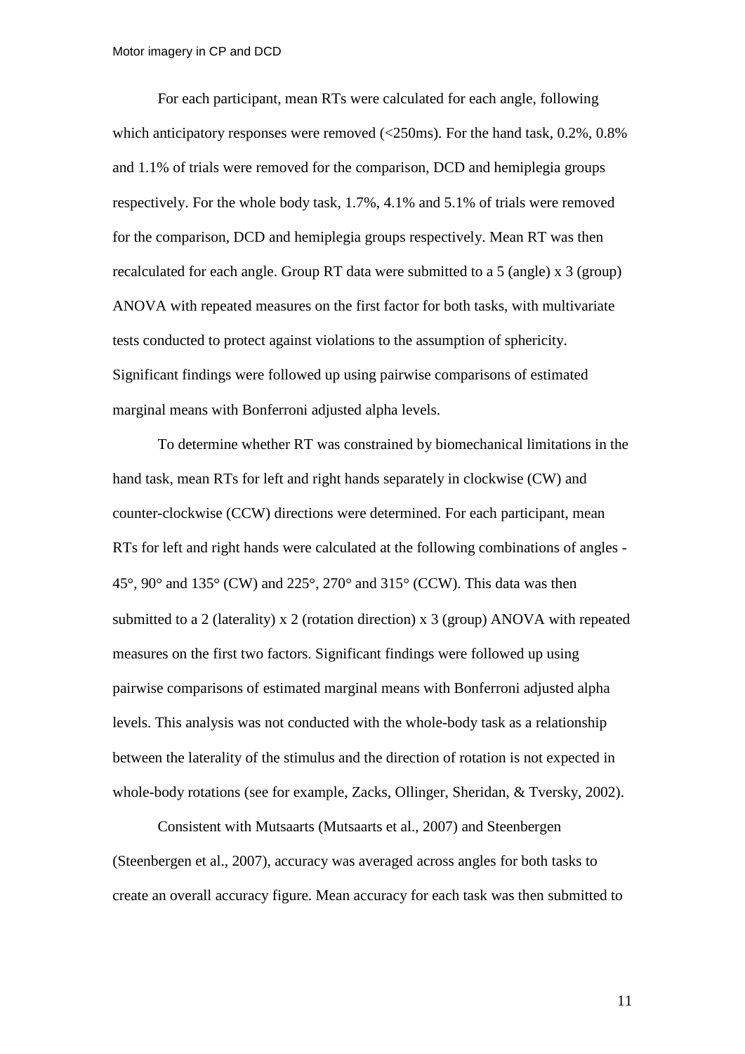For each participant, mean RTs were calculated for each angle, following which anticipatory responses were removed (<250ms). For the hand task, 0.2%, 0.8% and 1.1% of trials were removed for the comparison, DCD and hemiplegia groups respectively. For the whole body task, 1.7%, 4.1% and 5.1% of trials were removed for the comparison, DCD and hemiplegia groups respectively. Mean RT was then recalculated for each angle. Group RT data were submitted to a 5 (angle) x 3 (group) ANOVA with repeated measures on the first factor for both tasks, with multivariate tests conducted to protect against violations to the assumption of sphericity. Significant findings were followed up using pairwise comparisons of estimated marginal means with Bonferroni adjusted alpha levels.

To determine whether RT was constrained by biomechanical limitations in the hand task, mean RTs for left and right hands separately in clockwise (CW) and counter-clockwise (CCW) directions were determined. For each participant, mean RTs for left and right hands were calculated at the following combinations of angles - 45°, 90° and 135° (CW) and 225°, 270° and 315° (CCW). This data was then submitted to a 2 (laterality) x 2 (rotation direction) x 3 (group) ANOVA with repeated measures on the first two factors. Significant findings were followed up using pairwise comparisons of estimated marginal means with Bonferroni adjusted alpha levels. This analysis was not conducted with the whole-body task as a relationship between the laterality of the stimulus and the direction of rotation is not expected in whole-body rotations (see for example, Zacks, Ollinger, Sheridan, & Tversky, 2002).

Consistent with Mutsaarts (Mutsaarts et al., 2007) and Steenbergen (Steenbergen et al., 2007), accuracy was averaged across angles for both tasks to create an overall accuracy figure. Mean accuracy for each task was then submitted to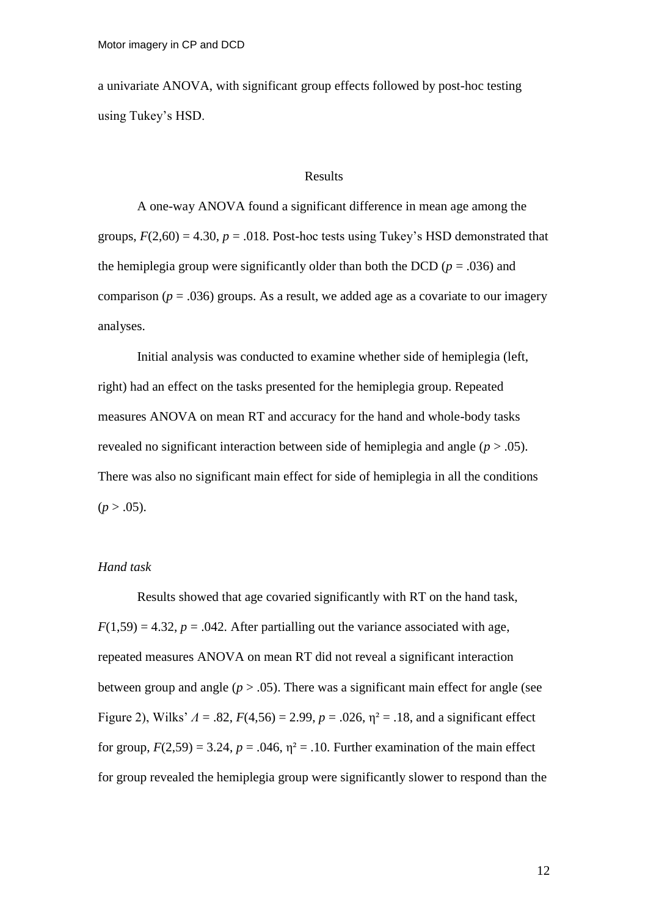a univariate ANOVA, with significant group effects followed by post-hoc testing using Tukey's HSD.

## Results

A one-way ANOVA found a significant difference in mean age among the groups, $F(2,60) = 4.30$, $p = .018$. Post-hoc tests using Tukey's HSD demonstrated that the hemiplegia group were significantly older than both the DCD ($p = .036$) and comparison ($p = .036$) groups. As a result, we added age as a covariate to our imagery analyses.

Initial analysis was conducted to examine whether side of hemiplegia (left, right) had an effect on the tasks presented for the hemiplegia group. Repeated measures ANOVA on mean RT and accuracy for the hand and whole-body tasks revealed no significant interaction between side of hemiplegia and angle ($p > .05$). There was also no significant main effect for side of hemiplegia in all the conditions ($p > .05$).

### *Hand task*

Results showed that age covaried significantly with RT on the hand task, $F(1,59) = 4.32$, $p = .042$. After partialling out the variance associated with age, repeated measures ANOVA on mean RT did not reveal a significant interaction between group and angle ($p > .05$). There was a significant main effect for angle (see Figure 2), Wilks' $\Lambda = .82$, $F(4,56) = 2.99$, $p = .026$, $\eta^2 = .18$, and a significant effect for group, $F(2,59) = 3.24$, $p = .046$, $\eta^2 = .10$. Further examination of the main effect for group revealed the hemiplegia group were significantly slower to respond than the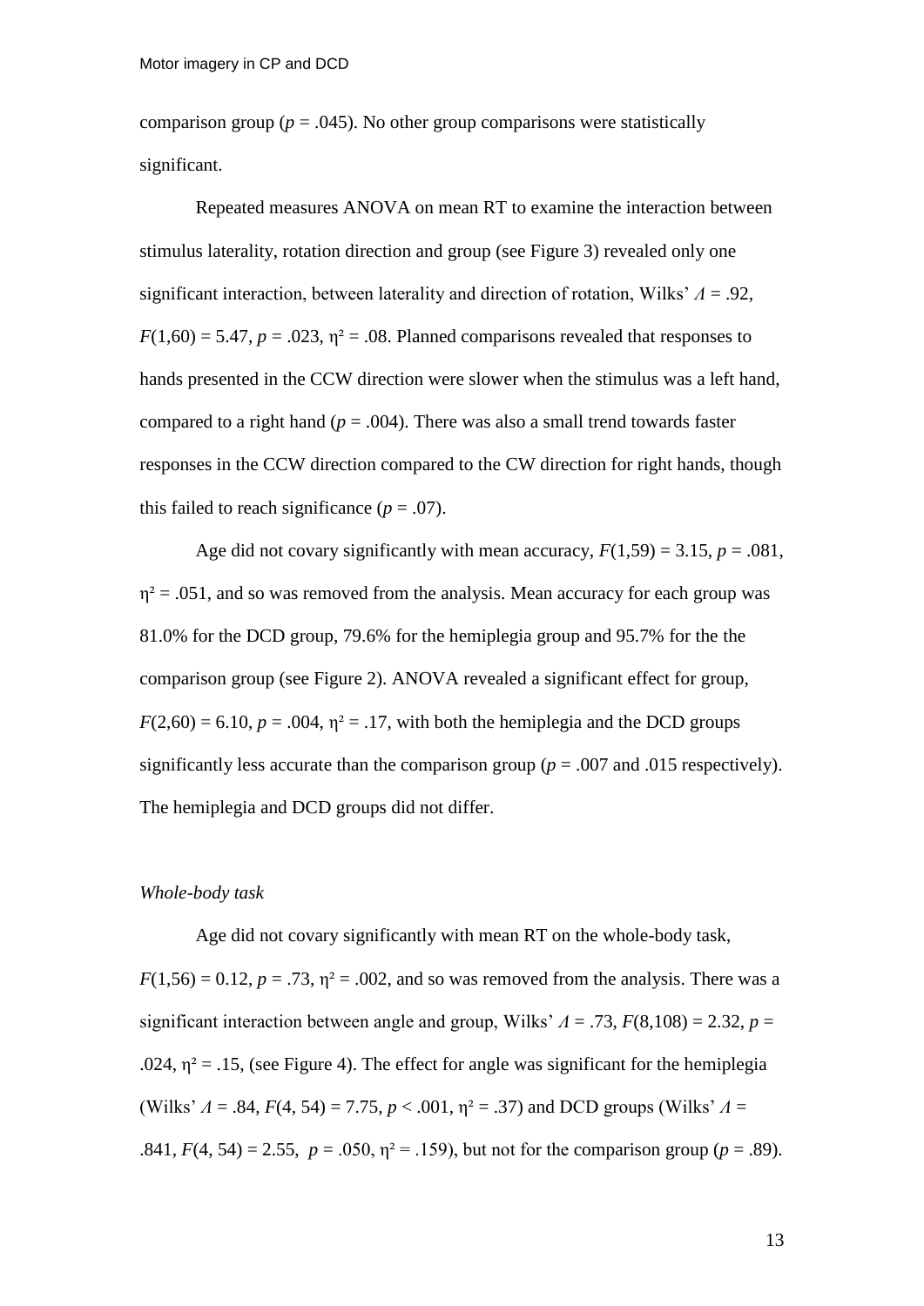comparison group ($p = .045$). No other group comparisons were statistically significant.

Repeated measures ANOVA on mean RT to examine the interaction between stimulus laterality, rotation direction and group (see Figure 3) revealed only one significant interaction, between laterality and direction of rotation, Wilks' $\Lambda = .92$, $F(1,60) = 5.47$, $p = .023$, $\eta^2 = .08$. Planned comparisons revealed that responses to hands presented in the CCW direction were slower when the stimulus was a left hand, compared to a right hand ($p = .004$). There was also a small trend towards faster responses in the CCW direction compared to the CW direction for right hands, though this failed to reach significance ($p = .07$).

Age did not covary significantly with mean accuracy, $F(1,59) = 3.15$, $p = .081$, $\eta^2 = .051$, and so was removed from the analysis. Mean accuracy for each group was 81.0% for the DCD group, 79.6% for the hemiplegia group and 95.7% for the the comparison group (see Figure 2). ANOVA revealed a significant effect for group, $F(2,60) = 6.10$, $p = .004$, $\eta^2 = .17$, with both the hemiplegia and the DCD groups significantly less accurate than the comparison group ($p = .007$ and $.015$ respectively). The hemiplegia and DCD groups did not differ.

*Whole-body task*

Age did not covary significantly with mean RT on the whole-body task, $F(1,56) = 0.12$, $p = .73$, $\eta^2 = .002$, and so was removed from the analysis. There was a significant interaction between angle and group, Wilks' $\Lambda = .73$, $F(8,108) = 2.32$, $p = .024$, $\eta^2 = .15$, (see Figure 4). The effect for angle was significant for the hemiplegia (Wilks' $\Lambda = .84$, $F(4, 54) = 7.75$, $p < .001$, $\eta^2 = .37$) and DCD groups (Wilks' $\Lambda = .841$, $F(4, 54) = 2.55$, $p = .050$, $\eta^2 = .159$), but not for the comparison group ($p = .89$).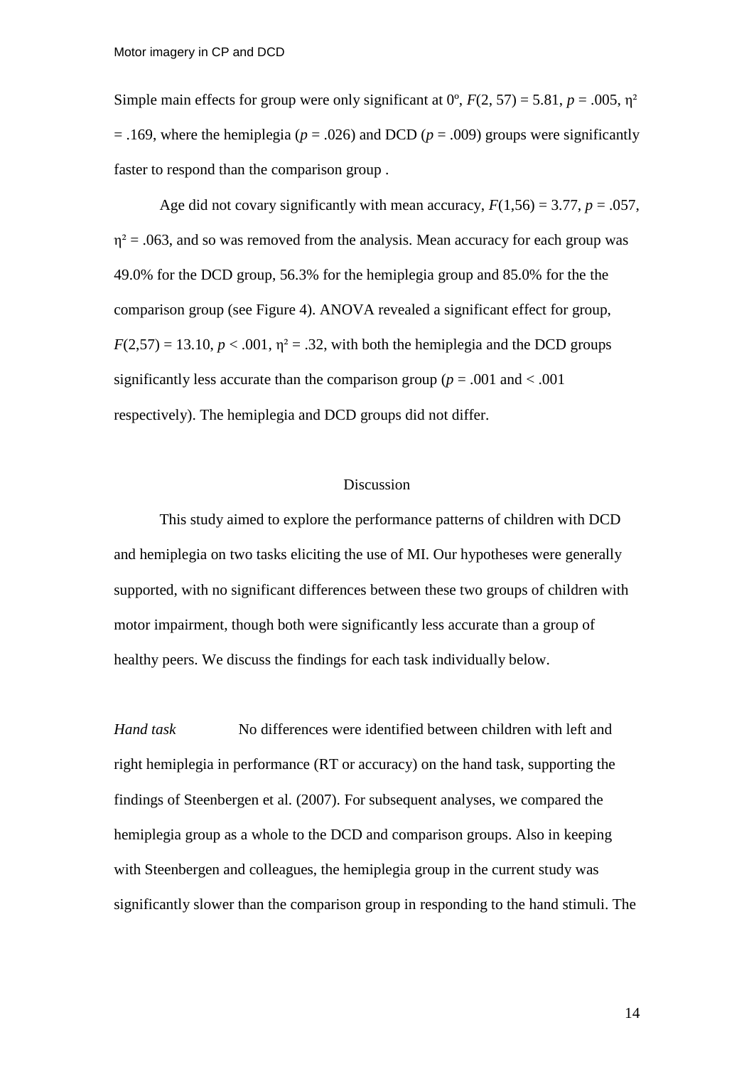Simple main effects for group were only significant at 0º, $F(2, 57) = 5.81$, $p = .005$, $\eta^2 = .169$, where the hemiplegia ($p = .026$) and DCD ($p = .009$) groups were significantly faster to respond than the comparison group .

Age did not covary significantly with mean accuracy, $F(1,56) = 3.77$, $p = .057$, $\eta^2 = .063$, and so was removed from the analysis. Mean accuracy for each group was 49.0% for the DCD group, 56.3% for the hemiplegia group and 85.0% for the the comparison group (see Figure 4). ANOVA revealed a significant effect for group, $F(2,57) = 13.10$, $p < .001$, $\eta^2 = .32$, with both the hemiplegia and the DCD groups significantly less accurate than the comparison group ($p = .001$ and $< .001$ respectively). The hemiplegia and DCD groups did not differ.

## Discussion

This study aimed to explore the performance patterns of children with DCD and hemiplegia on two tasks eliciting the use of MI. Our hypotheses were generally supported, with no significant differences between these two groups of children with motor impairment, though both were significantly less accurate than a group of healthy peers. We discuss the findings for each task individually below.

*Hand task* No differences were identified between children with left and right hemiplegia in performance (RT or accuracy) on the hand task, supporting the findings of Steenbergen et al. (2007). For subsequent analyses, we compared the hemiplegia group as a whole to the DCD and comparison groups. Also in keeping with Steenbergen and colleagues, the hemiplegia group in the current study was significantly slower than the comparison group in responding to the hand stimuli. The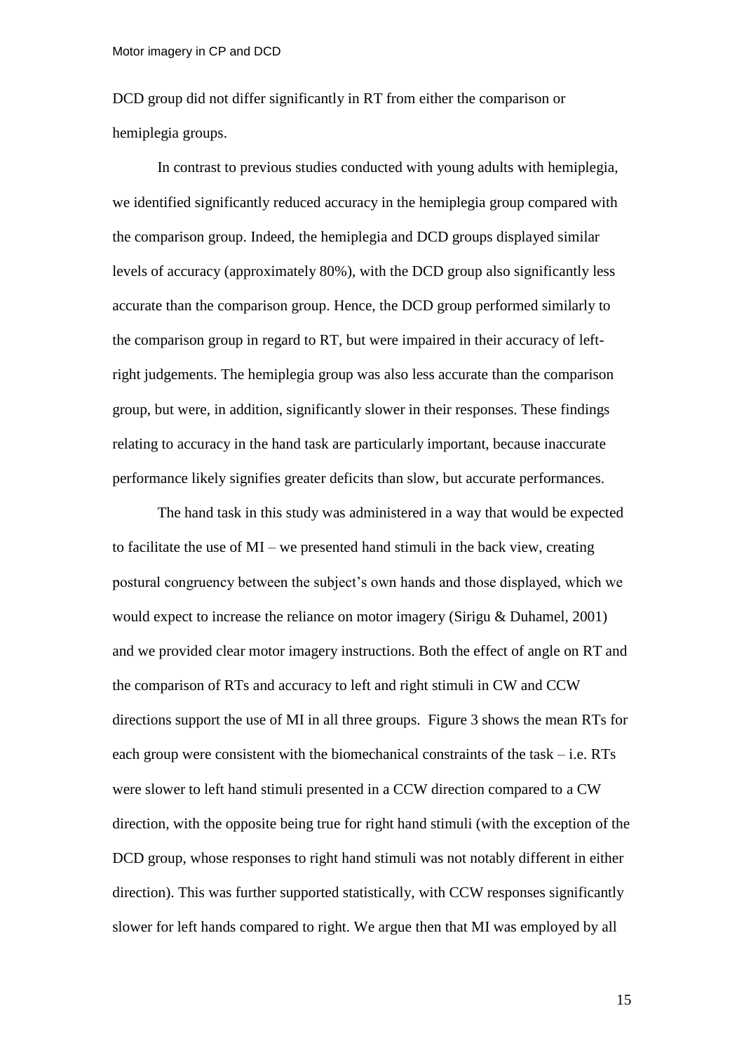DCD group did not differ significantly in RT from either the comparison or hemiplegia groups.

In contrast to previous studies conducted with young adults with hemiplegia, we identified significantly reduced accuracy in the hemiplegia group compared with the comparison group. Indeed, the hemiplegia and DCD groups displayed similar levels of accuracy (approximately 80%), with the DCD group also significantly less accurate than the comparison group. Hence, the DCD group performed similarly to the comparison group in regard to RT, but were impaired in their accuracy of left-right judgements. The hemiplegia group was also less accurate than the comparison group, but were, in addition, significantly slower in their responses. These findings relating to accuracy in the hand task are particularly important, because inaccurate performance likely signifies greater deficits than slow, but accurate performances.

The hand task in this study was administered in a way that would be expected to facilitate the use of MI – we presented hand stimuli in the back view, creating postural congruency between the subject's own hands and those displayed, which we would expect to increase the reliance on motor imagery (Sirigu & Duhamel, 2001) and we provided clear motor imagery instructions. Both the effect of angle on RT and the comparison of RTs and accuracy to left and right stimuli in CW and CCW directions support the use of MI in all three groups. Figure 3 shows the mean RTs for each group were consistent with the biomechanical constraints of the task – i.e. RTs were slower to left hand stimuli presented in a CCW direction compared to a CW direction, with the opposite being true for right hand stimuli (with the exception of the DCD group, whose responses to right hand stimuli was not notably different in either direction). This was further supported statistically, with CCW responses significantly slower for left hands compared to right. We argue then that MI was employed by all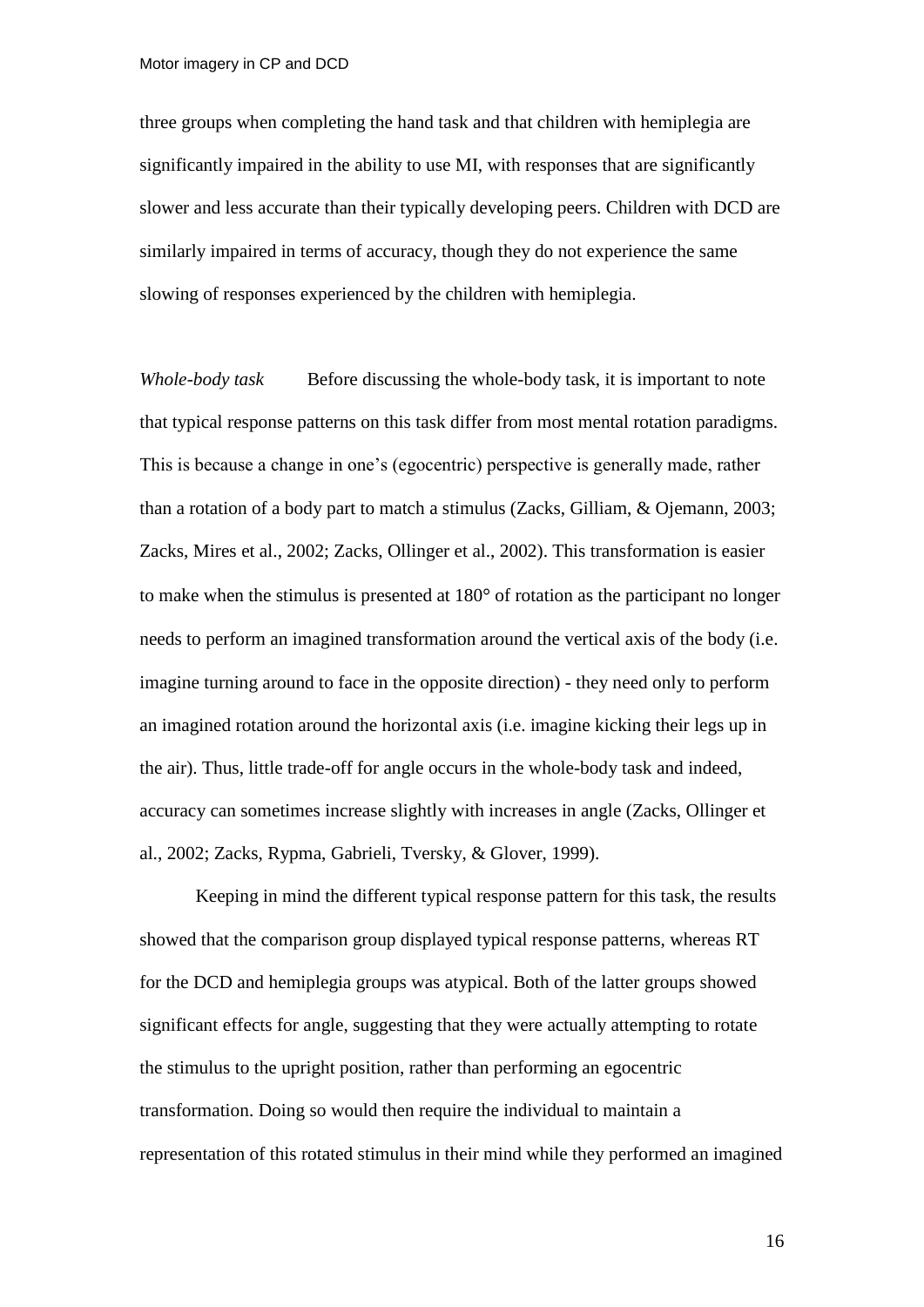three groups when completing the hand task and that children with hemiplegia are significantly impaired in the ability to use MI, with responses that are significantly slower and less accurate than their typically developing peers. Children with DCD are similarly impaired in terms of accuracy, though they do not experience the same slowing of responses experienced by the children with hemiplegia.

*Whole-body task* Before discussing the whole-body task, it is important to note that typical response patterns on this task differ from most mental rotation paradigms. This is because a change in one's (egocentric) perspective is generally made, rather than a rotation of a body part to match a stimulus (Zacks, Gilliam, & Ojemann, 2003; Zacks, Mires et al., 2002; Zacks, Ollinger et al., 2002). This transformation is easier to make when the stimulus is presented at 180° of rotation as the participant no longer needs to perform an imagined transformation around the vertical axis of the body (i.e. imagine turning around to face in the opposite direction) - they need only to perform an imagined rotation around the horizontal axis (i.e. imagine kicking their legs up in the air). Thus, little trade-off for angle occurs in the whole-body task and indeed, accuracy can sometimes increase slightly with increases in angle (Zacks, Ollinger et al., 2002; Zacks, Rypma, Gabrieli, Tversky, & Glover, 1999).

Keeping in mind the different typical response pattern for this task, the results showed that the comparison group displayed typical response patterns, whereas RT for the DCD and hemiplegia groups was atypical. Both of the latter groups showed significant effects for angle, suggesting that they were actually attempting to rotate the stimulus to the upright position, rather than performing an egocentric transformation. Doing so would then require the individual to maintain a representation of this rotated stimulus in their mind while they performed an imagined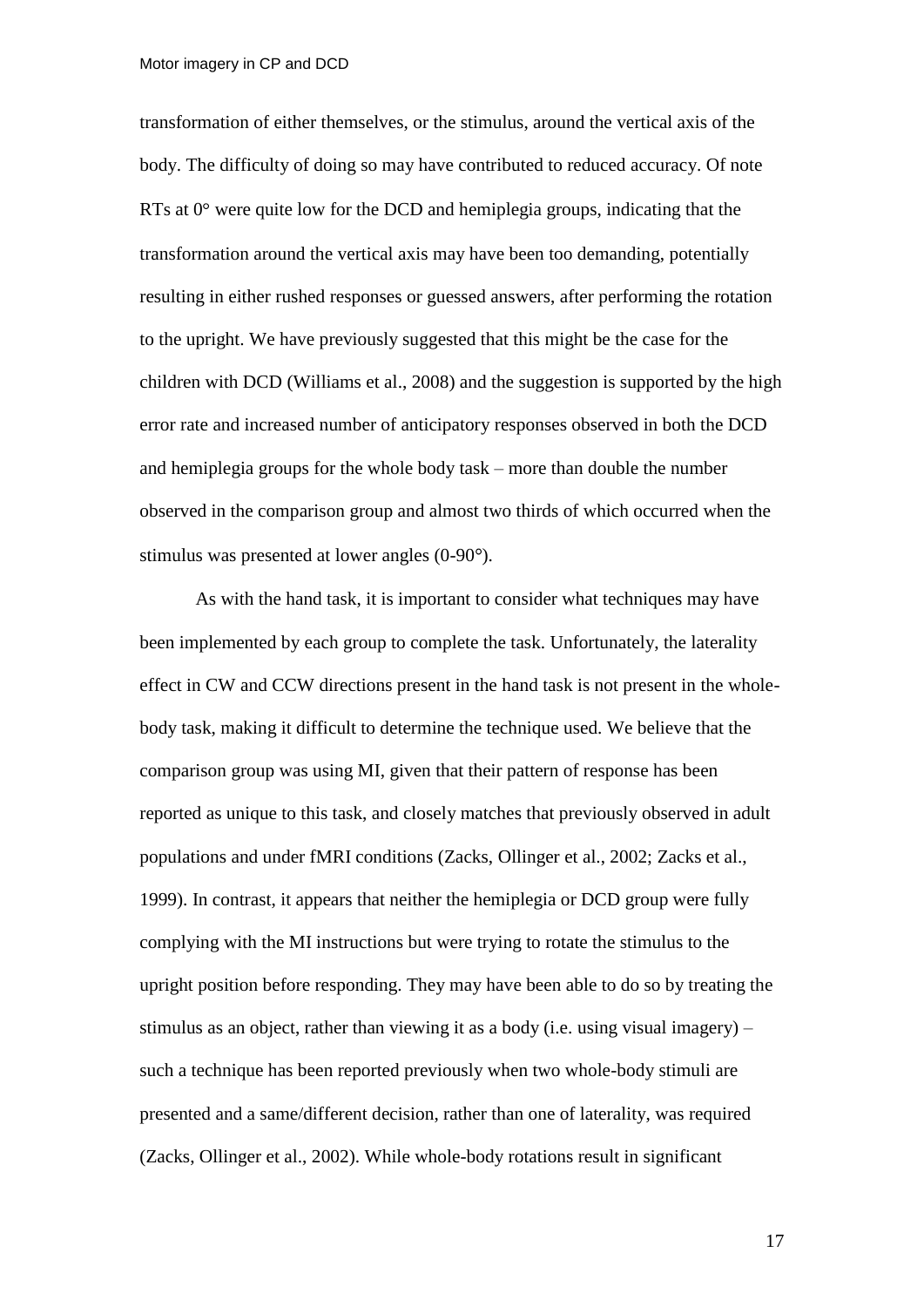transformation of either themselves, or the stimulus, around the vertical axis of the body. The difficulty of doing so may have contributed to reduced accuracy. Of note RTs at 0° were quite low for the DCD and hemiplegia groups, indicating that the transformation around the vertical axis may have been too demanding, potentially resulting in either rushed responses or guessed answers, after performing the rotation to the upright. We have previously suggested that this might be the case for the children with DCD (Williams et al., 2008) and the suggestion is supported by the high error rate and increased number of anticipatory responses observed in both the DCD and hemiplegia groups for the whole body task – more than double the number observed in the comparison group and almost two thirds of which occurred when the stimulus was presented at lower angles (0-90°).

As with the hand task, it is important to consider what techniques may have been implemented by each group to complete the task. Unfortunately, the laterality effect in CW and CCW directions present in the hand task is not present in the whole-body task, making it difficult to determine the technique used. We believe that the comparison group was using MI, given that their pattern of response has been reported as unique to this task, and closely matches that previously observed in adult populations and under fMRI conditions (Zacks, Ollinger et al., 2002; Zacks et al., 1999). In contrast, it appears that neither the hemiplegia or DCD group were fully complying with the MI instructions but were trying to rotate the stimulus to the upright position before responding. They may have been able to do so by treating the stimulus as an object, rather than viewing it as a body (i.e. using visual imagery) – such a technique has been reported previously when two whole-body stimuli are presented and a same/different decision, rather than one of laterality, was required (Zacks, Ollinger et al., 2002). While whole-body rotations result in significant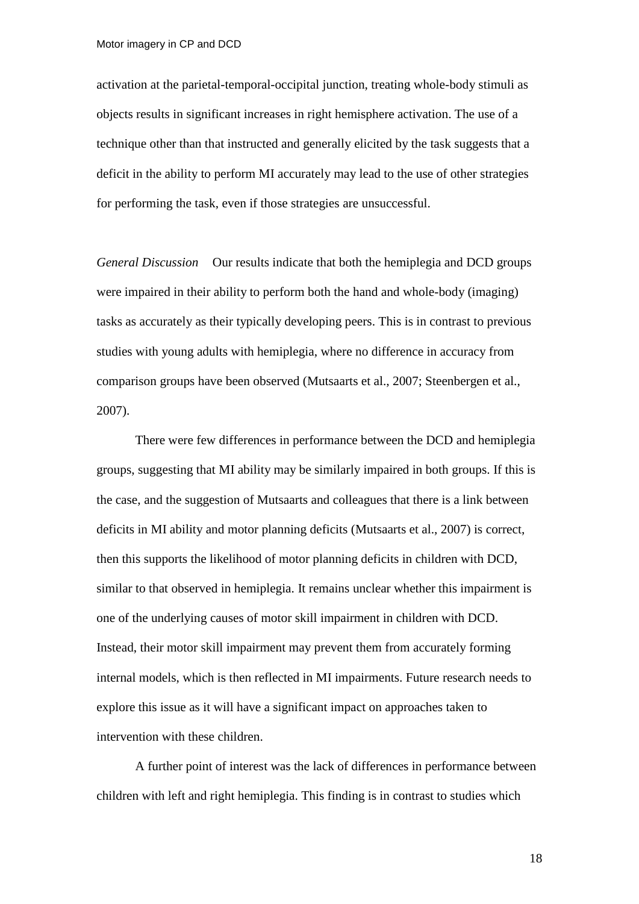activation at the parietal-temporal-occipital junction, treating whole-body stimuli as objects results in significant increases in right hemisphere activation. The use of a technique other than that instructed and generally elicited by the task suggests that a deficit in the ability to perform MI accurately may lead to the use of other strategies for performing the task, even if those strategies are unsuccessful.

*General Discussion* Our results indicate that both the hemiplegia and DCD groups were impaired in their ability to perform both the hand and whole-body (imaging) tasks as accurately as their typically developing peers. This is in contrast to previous studies with young adults with hemiplegia, where no difference in accuracy from comparison groups have been observed (Mutsaarts et al., 2007; Steenbergen et al., 2007).

There were few differences in performance between the DCD and hemiplegia groups, suggesting that MI ability may be similarly impaired in both groups. If this is the case, and the suggestion of Mutsaarts and colleagues that there is a link between deficits in MI ability and motor planning deficits (Mutsaarts et al., 2007) is correct, then this supports the likelihood of motor planning deficits in children with DCD, similar to that observed in hemiplegia. It remains unclear whether this impairment is one of the underlying causes of motor skill impairment in children with DCD. Instead, their motor skill impairment may prevent them from accurately forming internal models, which is then reflected in MI impairments. Future research needs to explore this issue as it will have a significant impact on approaches taken to intervention with these children.

A further point of interest was the lack of differences in performance between children with left and right hemiplegia. This finding is in contrast to studies which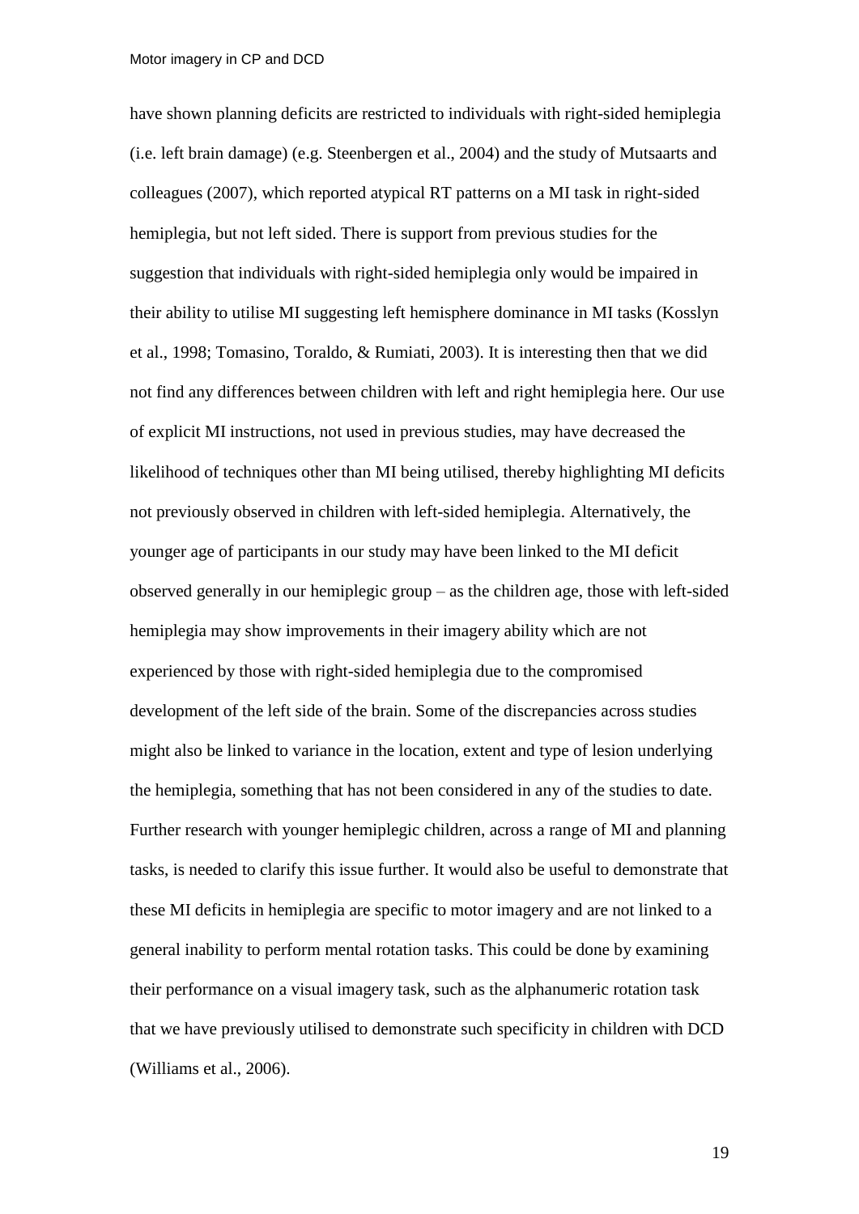have shown planning deficits are restricted to individuals with right-sided hemiplegia (i.e. left brain damage) (e.g. Steenbergen et al., 2004) and the study of Mutsaarts and colleagues (2007), which reported atypical RT patterns on a MI task in right-sided hemiplegia, but not left sided. There is support from previous studies for the suggestion that individuals with right-sided hemiplegia only would be impaired in their ability to utilise MI suggesting left hemisphere dominance in MI tasks (Kosslyn et al., 1998; Tomasino, Toraldo, & Rumiati, 2003). It is interesting then that we did not find any differences between children with left and right hemiplegia here. Our use of explicit MI instructions, not used in previous studies, may have decreased the likelihood of techniques other than MI being utilised, thereby highlighting MI deficits not previously observed in children with left-sided hemiplegia. Alternatively, the younger age of participants in our study may have been linked to the MI deficit observed generally in our hemiplegic group – as the children age, those with left-sided hemiplegia may show improvements in their imagery ability which are not experienced by those with right-sided hemiplegia due to the compromised development of the left side of the brain. Some of the discrepancies across studies might also be linked to variance in the location, extent and type of lesion underlying the hemiplegia, something that has not been considered in any of the studies to date. Further research with younger hemiplegic children, across a range of MI and planning tasks, is needed to clarify this issue further. It would also be useful to demonstrate that these MI deficits in hemiplegia are specific to motor imagery and are not linked to a general inability to perform mental rotation tasks. This could be done by examining their performance on a visual imagery task, such as the alphanumeric rotation task that we have previously utilised to demonstrate such specificity in children with DCD (Williams et al., 2006).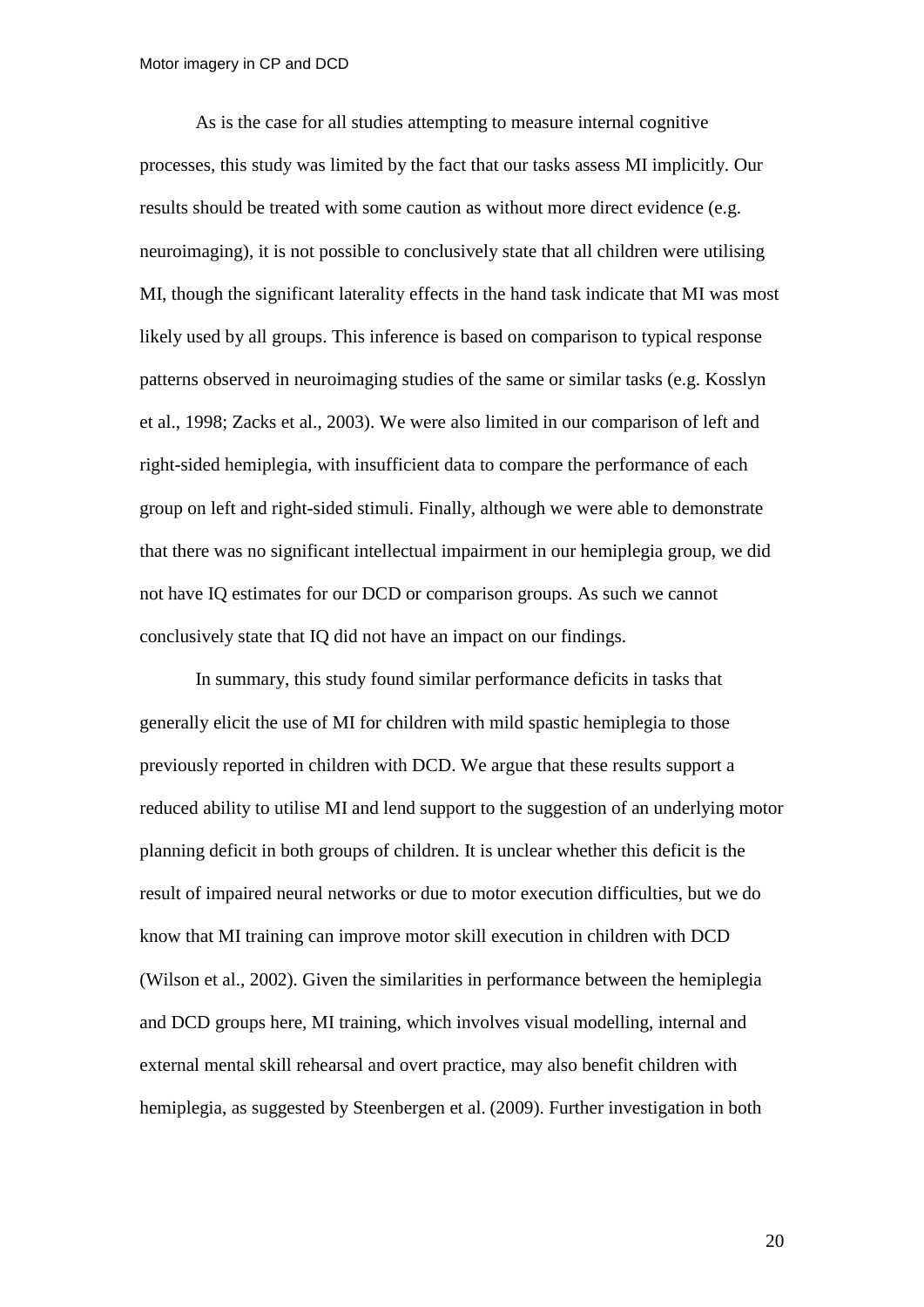As is the case for all studies attempting to measure internal cognitive processes, this study was limited by the fact that our tasks assess MI implicitly. Our results should be treated with some caution as without more direct evidence (e.g. neuroimaging), it is not possible to conclusively state that all children were utilising MI, though the significant laterality effects in the hand task indicate that MI was most likely used by all groups. This inference is based on comparison to typical response patterns observed in neuroimaging studies of the same or similar tasks (e.g. Kosslyn et al., 1998; Zacks et al., 2003). We were also limited in our comparison of left and right-sided hemiplegia, with insufficient data to compare the performance of each group on left and right-sided stimuli. Finally, although we were able to demonstrate that there was no significant intellectual impairment in our hemiplegia group, we did not have IQ estimates for our DCD or comparison groups. As such we cannot conclusively state that IQ did not have an impact on our findings.

In summary, this study found similar performance deficits in tasks that generally elicit the use of MI for children with mild spastic hemiplegia to those previously reported in children with DCD. We argue that these results support a reduced ability to utilise MI and lend support to the suggestion of an underlying motor planning deficit in both groups of children. It is unclear whether this deficit is the result of impaired neural networks or due to motor execution difficulties, but we do know that MI training can improve motor skill execution in children with DCD (Wilson et al., 2002). Given the similarities in performance between the hemiplegia and DCD groups here, MI training, which involves visual modelling, internal and external mental skill rehearsal and overt practice, may also benefit children with hemiplegia, as suggested by Steenbergen et al. (2009). Further investigation in both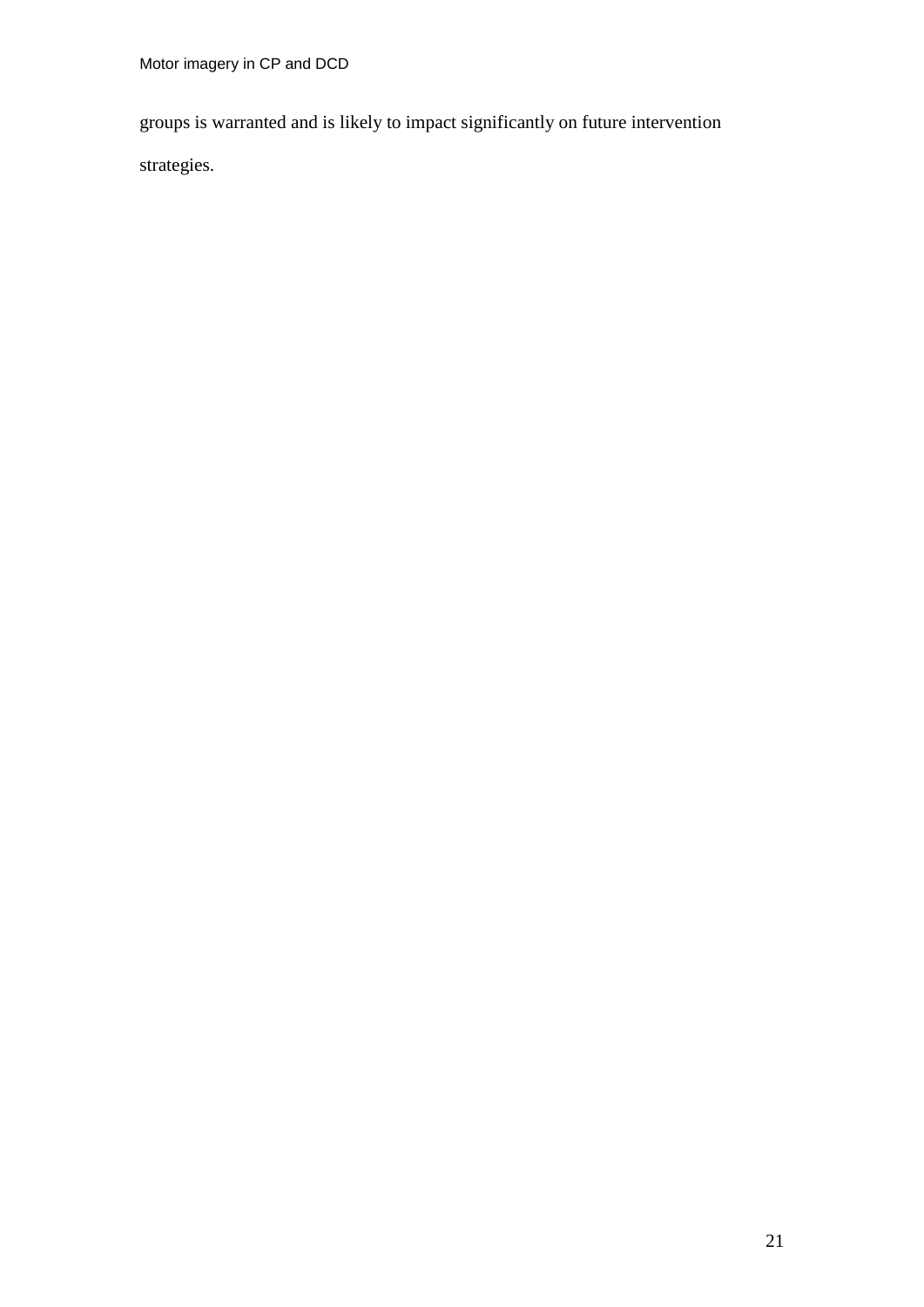groups is warranted and is likely to impact significantly on future intervention strategies.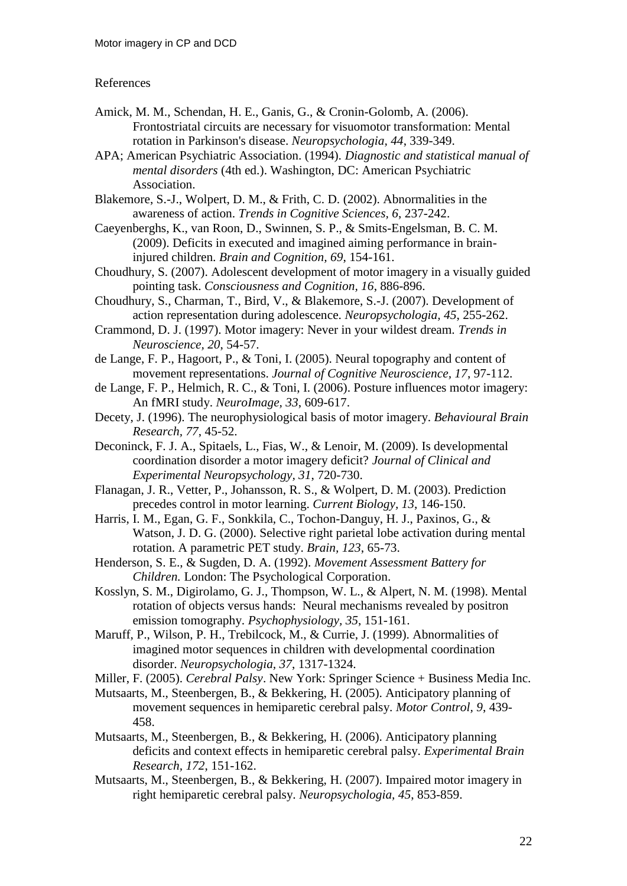References

Amick, M. M., Schendan, H. E., Ganis, G., & Cronin-Golomb, A. (2006). Frontostriatal circuits are necessary for visuomotor transformation: Mental rotation in Parkinson's disease. *Neuropsychologia, 44*, 339-349.

APA; American Psychiatric Association. (1994). *Diagnostic and statistical manual of mental disorders* (4th ed.). Washington, DC: American Psychiatric Association.

Blakemore, S.-J., Wolpert, D. M., & Frith, C. D. (2002). Abnormalities in the awareness of action. *Trends in Cognitive Sciences, 6*, 237-242.

Caeyenberghs, K., van Roon, D., Swinnen, S. P., & Smits-Engelsman, B. C. M. (2009). Deficits in executed and imagined aiming performance in brain-injured children. *Brain and Cognition, 69*, 154-161.

Choudhury, S. (2007). Adolescent development of motor imagery in a visually guided pointing task. *Consciousness and Cognition, 16*, 886-896.

Choudhury, S., Charman, T., Bird, V., & Blakemore, S.-J. (2007). Development of action representation during adolescence. *Neuropsychologia, 45*, 255-262.

Crammond, D. J. (1997). Motor imagery: Never in your wildest dream. *Trends in Neuroscience, 20*, 54-57.

de Lange, F. P., Hagoort, P., & Toni, I. (2005). Neural topography and content of movement representations. *Journal of Cognitive Neuroscience, 17*, 97-112.

de Lange, F. P., Helmich, R. C., & Toni, I. (2006). Posture influences motor imagery: An fMRI study. *NeuroImage, 33*, 609-617.

Decety, J. (1996). The neurophysiological basis of motor imagery. *Behavioural Brain Research, 77*, 45-52.

Deconinck, F. J. A., Spitaels, L., Fias, W., & Lenoir, M. (2009). Is developmental coordination disorder a motor imagery deficit? *Journal of Clinical and Experimental Neuropsychology, 31*, 720-730.

Flanagan, J. R., Vetter, P., Johansson, R. S., & Wolpert, D. M. (2003). Prediction precedes control in motor learning. *Current Biology, 13*, 146-150.

Harris, I. M., Egan, G. F., Sonkkila, C., Tochon-Danguy, H. J., Paxinos, G., & Watson, J. D. G. (2000). Selective right parietal lobe activation during mental rotation. A parametric PET study. *Brain, 123*, 65-73.

Henderson, S. E., & Sugden, D. A. (1992). *Movement Assessment Battery for Children.* London: The Psychological Corporation.

Kosslyn, S. M., Digirolamo, G. J., Thompson, W. L., & Alpert, N. M. (1998). Mental rotation of objects versus hands: Neural mechanisms revealed by positron emission tomography. *Psychophysiology, 35*, 151-161.

Maruff, P., Wilson, P. H., Trebilcock, M., & Currie, J. (1999). Abnormalities of imagined motor sequences in children with developmental coordination disorder. *Neuropsychologia, 37*, 1317-1324.

Miller, F. (2005). *Cerebral Palsy*. New York: Springer Science + Business Media Inc.

Mutsaarts, M., Steenbergen, B., & Bekkering, H. (2005). Anticipatory planning of movement sequences in hemiparetic cerebral palsy. *Motor Control, 9*, 439-458.

Mutsaarts, M., Steenbergen, B., & Bekkering, H. (2006). Anticipatory planning deficits and context effects in hemiparetic cerebral palsy. *Experimental Brain Research, 172*, 151-162.

Mutsaarts, M., Steenbergen, B., & Bekkering, H. (2007). Impaired motor imagery in right hemiparetic cerebral palsy. *Neuropsychologia, 45*, 853-859.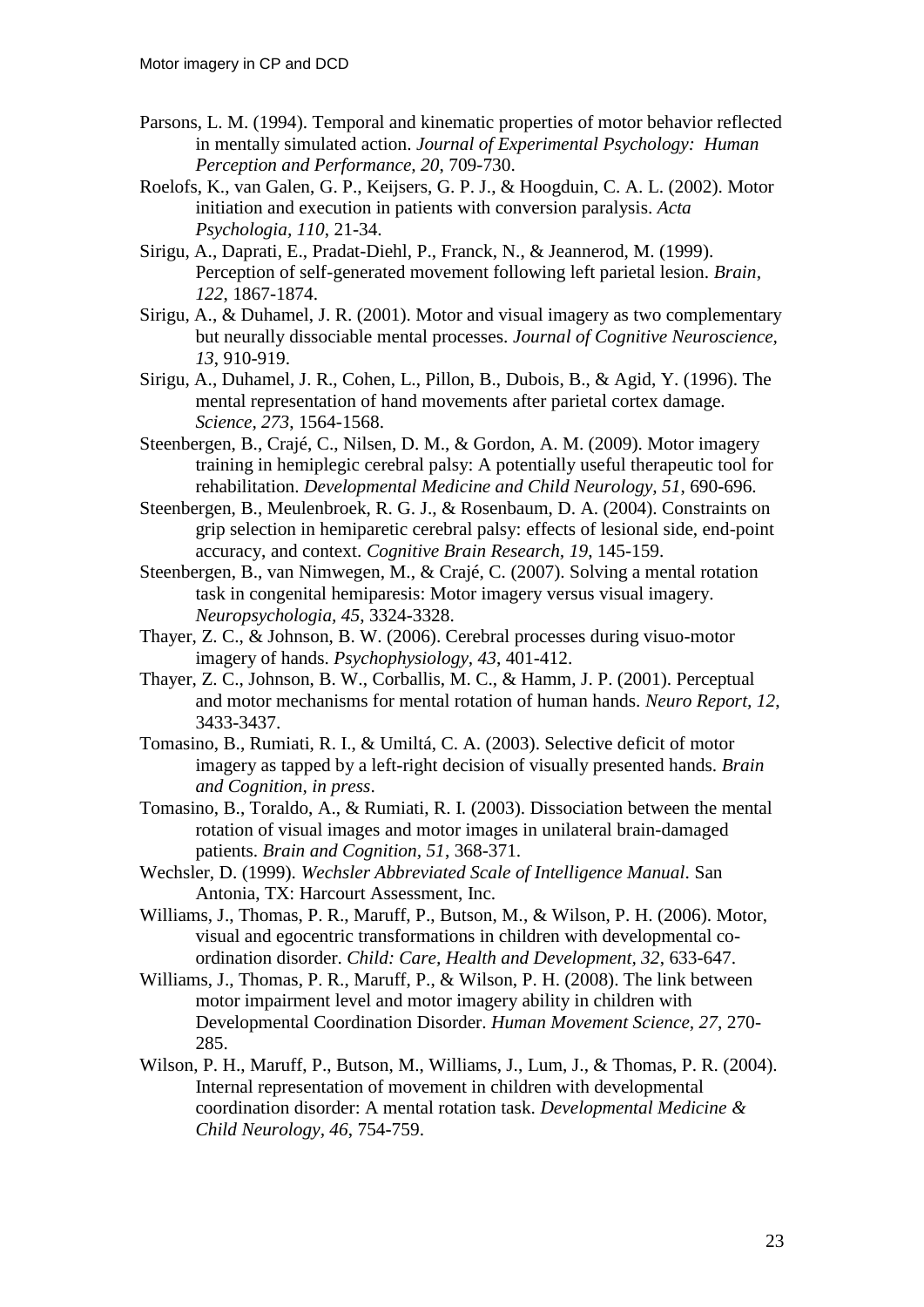Parsons, L. M. (1994). Temporal and kinematic properties of motor behavior reflected in mentally simulated action. *Journal of Experimental Psychology: Human Perception and Performance, 20*, 709-730.

Roelofs, K., van Galen, G. P., Keijsers, G. P. J., & Hoogduin, C. A. L. (2002). Motor initiation and execution in patients with conversion paralysis. *Acta Psychologia, 110*, 21-34.

Sirigu, A., Daprati, E., Pradat-Diehl, P., Franck, N., & Jeannerod, M. (1999). Perception of self-generated movement following left parietal lesion. *Brain, 122*, 1867-1874.

Sirigu, A., & Duhamel, J. R. (2001). Motor and visual imagery as two complementary but neurally dissociable mental processes. *Journal of Cognitive Neuroscience, 13*, 910-919.

Sirigu, A., Duhamel, J. R., Cohen, L., Pillon, B., Dubois, B., & Agid, Y. (1996). The mental representation of hand movements after parietal cortex damage. *Science, 273*, 1564-1568.

Steenbergen, B., Crajé, C., Nilsen, D. M., & Gordon, A. M. (2009). Motor imagery training in hemiplegic cerebral palsy: A potentially useful therapeutic tool for rehabilitation. *Developmental Medicine and Child Neurology, 51*, 690-696.

Steenbergen, B., Meulenbroek, R. G. J., & Rosenbaum, D. A. (2004). Constraints on grip selection in hemiparetic cerebral palsy: effects of lesional side, end-point accuracy, and context. *Cognitive Brain Research, 19*, 145-159.

Steenbergen, B., van Nimwegen, M., & Crajé, C. (2007). Solving a mental rotation task in congenital hemiparesis: Motor imagery versus visual imagery. *Neuropsychologia, 45*, 3324-3328.

Thayer, Z. C., & Johnson, B. W. (2006). Cerebral processes during visuo-motor imagery of hands. *Psychophysiology, 43*, 401-412.

Thayer, Z. C., Johnson, B. W., Corballis, M. C., & Hamm, J. P. (2001). Perceptual and motor mechanisms for mental rotation of human hands. *Neuro Report, 12*, 3433-3437.

Tomasino, B., Rumiati, R. I., & Umiltá, C. A. (2003). Selective deficit of motor imagery as tapped by a left-right decision of visually presented hands. *Brain and Cognition, in press*.

Tomasino, B., Toraldo, A., & Rumiati, R. I. (2003). Dissociation between the mental rotation of visual images and motor images in unilateral brain-damaged patients. *Brain and Cognition, 51*, 368-371.

Wechsler, D. (1999). *Wechsler Abbreviated Scale of Intelligence Manual*. San Antonia, TX: Harcourt Assessment, Inc.

Williams, J., Thomas, P. R., Maruff, P., Butson, M., & Wilson, P. H. (2006). Motor, visual and egocentric transformations in children with developmental co-ordination disorder. *Child: Care, Health and Development, 32*, 633-647.

Williams, J., Thomas, P. R., Maruff, P., & Wilson, P. H. (2008). The link between motor impairment level and motor imagery ability in children with Developmental Coordination Disorder. *Human Movement Science, 27*, 270-285.

Wilson, P. H., Maruff, P., Butson, M., Williams, J., Lum, J., & Thomas, P. R. (2004). Internal representation of movement in children with developmental coordination disorder: A mental rotation task. *Developmental Medicine & Child Neurology, 46*, 754-759.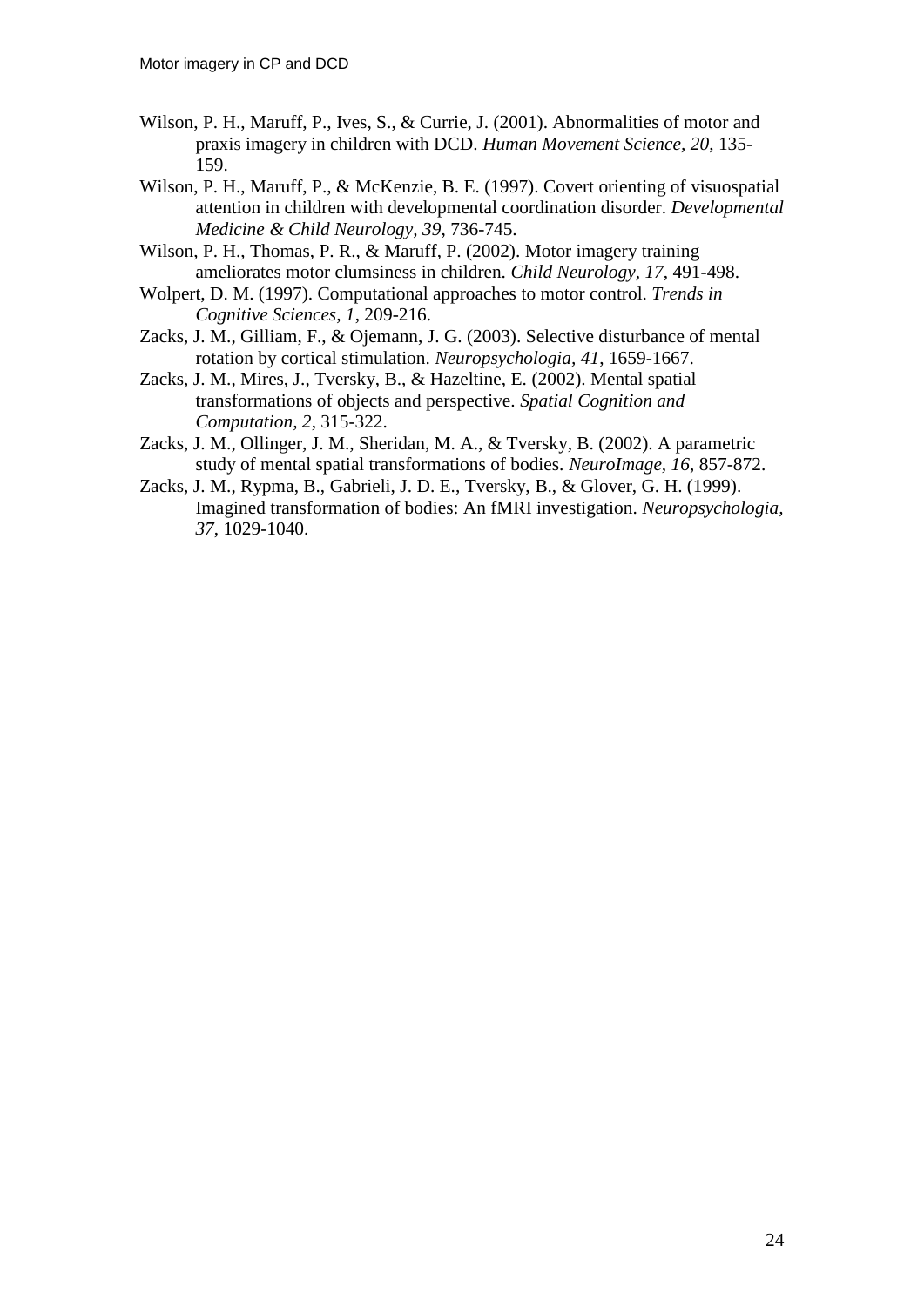Wilson, P. H., Maruff, P., Ives, S., & Currie, J. (2001). Abnormalities of motor and praxis imagery in children with DCD. *Human Movement Science, 20*, 135-159.

Wilson, P. H., Maruff, P., & McKenzie, B. E. (1997). Covert orienting of visuospatial attention in children with developmental coordination disorder. *Developmental Medicine & Child Neurology, 39*, 736-745.

Wilson, P. H., Thomas, P. R., & Maruff, P. (2002). Motor imagery training ameliorates motor clumsiness in children. *Child Neurology, 17*, 491-498.

Wolpert, D. M. (1997). Computational approaches to motor control. *Trends in Cognitive Sciences, 1*, 209-216.

Zacks, J. M., Gilliam, F., & Ojemann, J. G. (2003). Selective disturbance of mental rotation by cortical stimulation. *Neuropsychologia, 41*, 1659-1667.

Zacks, J. M., Mires, J., Tversky, B., & Hazeltine, E. (2002). Mental spatial transformations of objects and perspective. *Spatial Cognition and Computation, 2*, 315-322.

Zacks, J. M., Ollinger, J. M., Sheridan, M. A., & Tversky, B. (2002). A parametric study of mental spatial transformations of bodies. *NeuroImage, 16*, 857-872.

Zacks, J. M., Rypma, B., Gabrieli, J. D. E., Tversky, B., & Glover, G. H. (1999). Imagined transformation of bodies: An fMRI investigation. *Neuropsychologia, 37*, 1029-1040.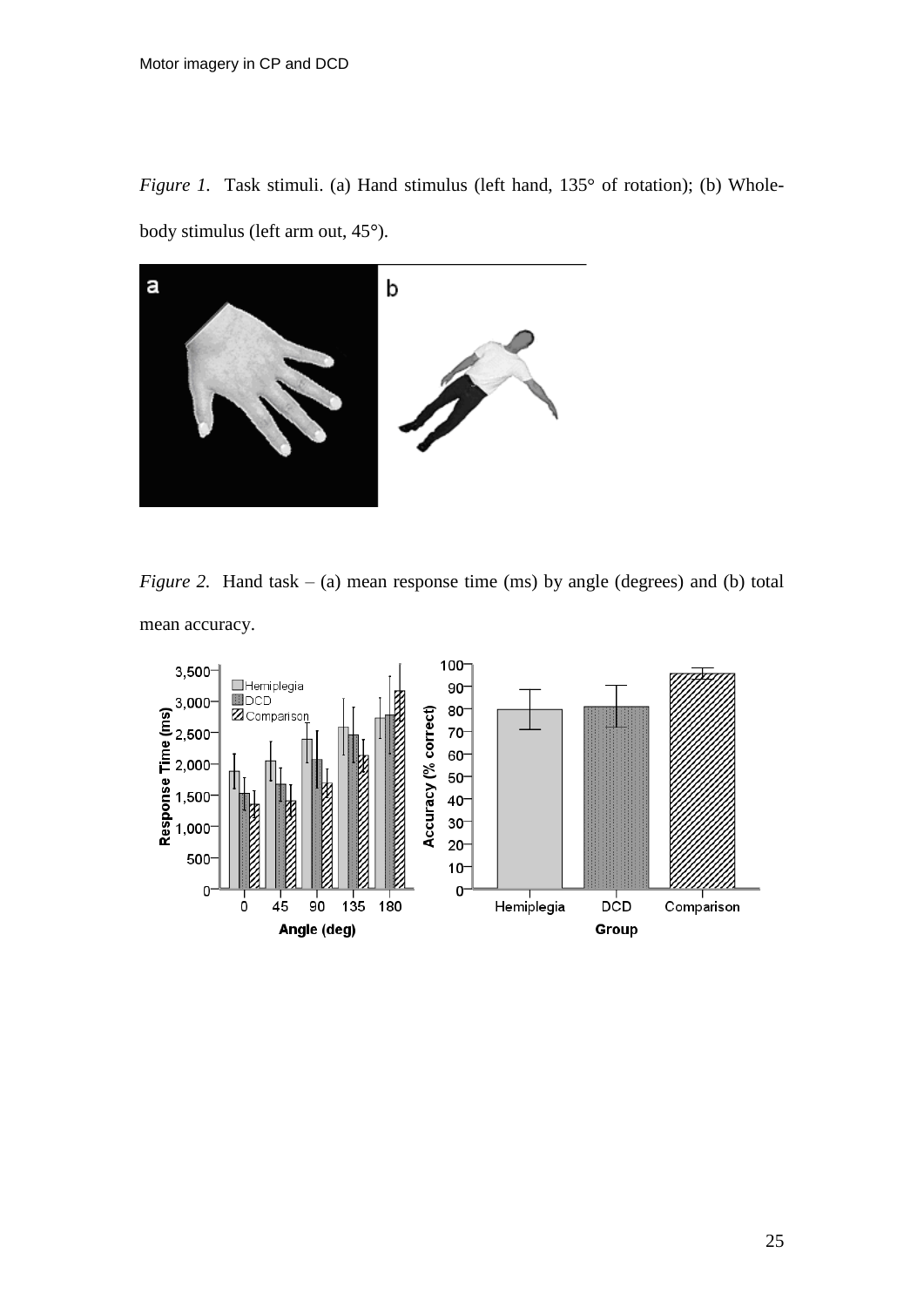*Figure 1.* Task stimuli. (a) Hand stimulus (left hand, 135° of rotation); (b) Whole-body stimulus (left arm out, 45°).

*Figure 2.* Hand task – (a) mean response time (ms) by angle (degrees) and (b) total mean accuracy.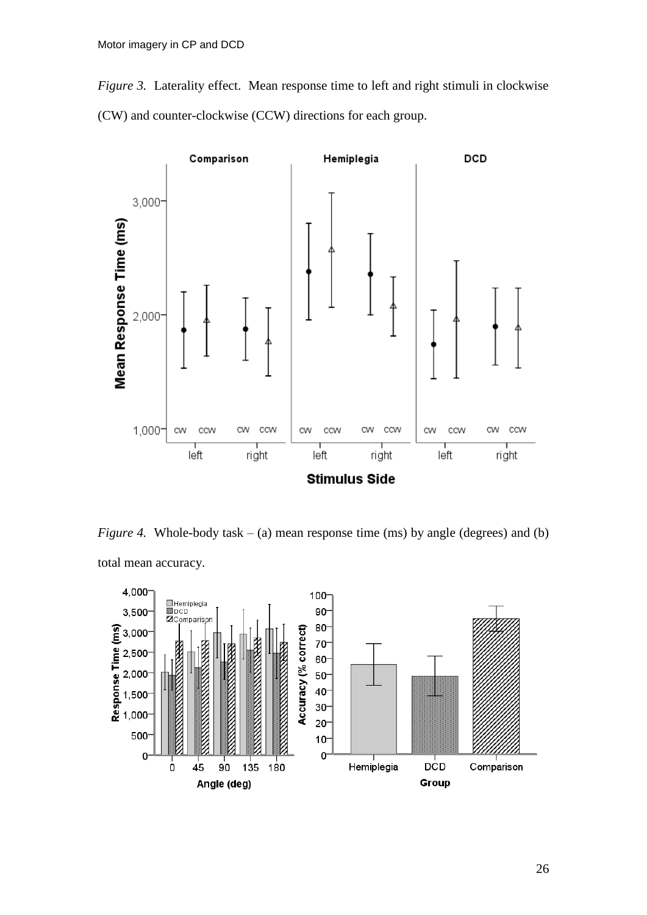*Figure 3.* Laterality effect. Mean response time to left and right stimuli in clockwise (CW) and counter-clockwise (CCW) directions for each group.

Comparison
Hemiplegia
DCD

Mean Response Time (ms)

3,000
2,000
1,000

cw ccw cw ccw cw ccw cw ccw cw ccw cw ccw

left right left right left right

Stimulus Side

*Figure 4.* Whole-body task – (a) mean response time (ms) by angle (degrees) and (b) total mean accuracy.

Hemiplegia
DCD
Comparison

Response Time (ms)

4,000
3,500
3,000
2,500
2,000
1,500
1,000
500
0

0 45 90 135 180

Angle (deg)

Accuracy (% correct)

100
90
80
70
60
50
40
30
20
10
0

Hemiplegia DCD Comparison

Group